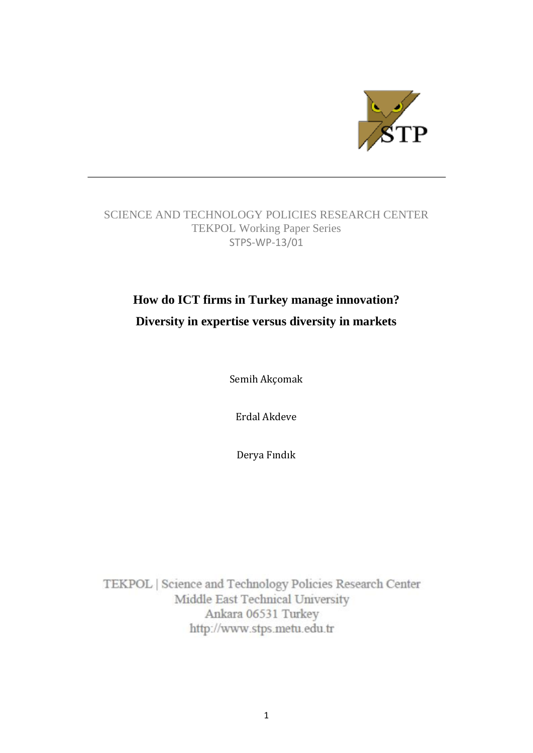SCIENCE AND TECHNOLOGY POLICIES RESEARCH CENTER
TEKPOL Working Paper Series
STPS-WP-13/01

# How do ICT firms in Turkey manage innovation? Diversity in expertise versus diversity in markets

Semih Akçomak

Erdal Akdeve

Derya Fındık

TEKPOL | Science and Technology Policies Research Center
Middle East Technical University
Ankara 06531 Turkey
http://www.stps.metu.edu.tr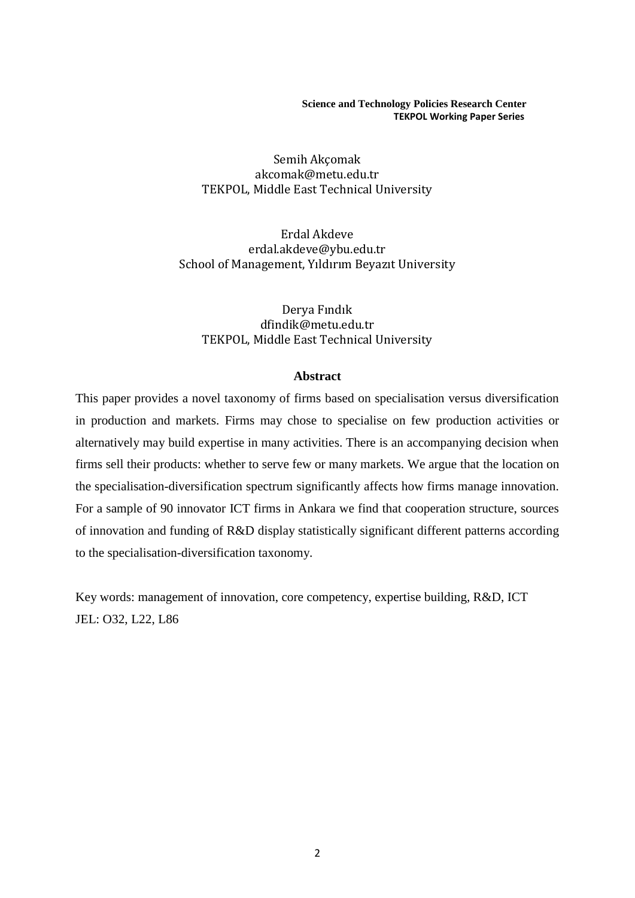**Science and Technology Policies Research Center**
**TEKPOL Working Paper Series**

Semih Akçomak
akcomak@metu.edu.tr
TEKPOL, Middle East Technical University

Erdal Akdeve
erdal.akdeve@ybu.edu.tr
School of Management, Yıldırım Beyazıt University

Derya Fındık
dfindik@metu.edu.tr
TEKPOL, Middle East Technical University

## Abstract

This paper provides a novel taxonomy of firms based on specialisation versus diversification in production and markets. Firms may chose to specialise on few production activities or alternatively may build expertise in many activities. There is an accompanying decision when firms sell their products: whether to serve few or many markets. We argue that the location on the specialisation-diversification spectrum significantly affects how firms manage innovation. For a sample of 90 innovator ICT firms in Ankara we find that cooperation structure, sources of innovation and funding of R&D display statistically significant different patterns according to the specialisation-diversification taxonomy.

Key words: management of innovation, core competency, expertise building, R&D, ICT
JEL: O32, L22, L86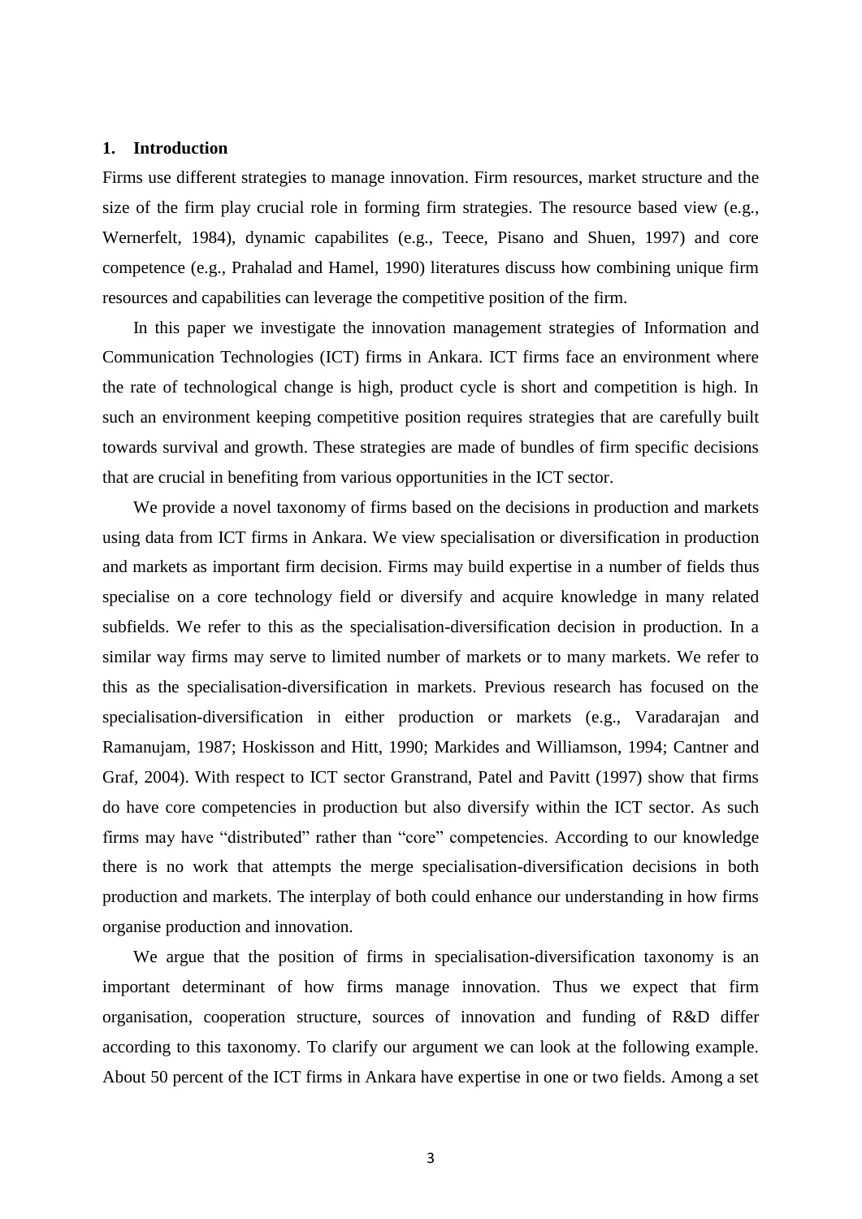## 1. Introduction

Firms use different strategies to manage innovation. Firm resources, market structure and the size of the firm play crucial role in forming firm strategies. The resource based view (e.g., Wernerfelt, 1984), dynamic capabilites (e.g., Teece, Pisano and Shuen, 1997) and core competence (e.g., Prahalad and Hamel, 1990) literatures discuss how combining unique firm resources and capabilities can leverage the competitive position of the firm.

In this paper we investigate the innovation management strategies of Information and Communication Technologies (ICT) firms in Ankara. ICT firms face an environment where the rate of technological change is high, product cycle is short and competition is high. In such an environment keeping competitive position requires strategies that are carefully built towards survival and growth. These strategies are made of bundles of firm specific decisions that are crucial in benefiting from various opportunities in the ICT sector.

We provide a novel taxonomy of firms based on the decisions in production and markets using data from ICT firms in Ankara. We view specialisation or diversification in production and markets as important firm decision. Firms may build expertise in a number of fields thus specialise on a core technology field or diversify and acquire knowledge in many related subfields. We refer to this as the specialisation-diversification decision in production. In a similar way firms may serve to limited number of markets or to many markets. We refer to this as the specialisation-diversification in markets. Previous research has focused on the specialisation-diversification in either production or markets (e.g., Varadarajan and Ramanujam, 1987; Hoskisson and Hitt, 1990; Markides and Williamson, 1994; Cantner and Graf, 2004). With respect to ICT sector Granstrand, Patel and Pavitt (1997) show that firms do have core competencies in production but also diversify within the ICT sector. As such firms may have "distributed" rather than "core" competencies. According to our knowledge there is no work that attempts the merge specialisation-diversification decisions in both production and markets. The interplay of both could enhance our understanding in how firms organise production and innovation.

We argue that the position of firms in specialisation-diversification taxonomy is an important determinant of how firms manage innovation. Thus we expect that firm organisation, cooperation structure, sources of innovation and funding of R&D differ according to this taxonomy. To clarify our argument we can look at the following example. About 50 percent of the ICT firms in Ankara have expertise in one or two fields. Among a set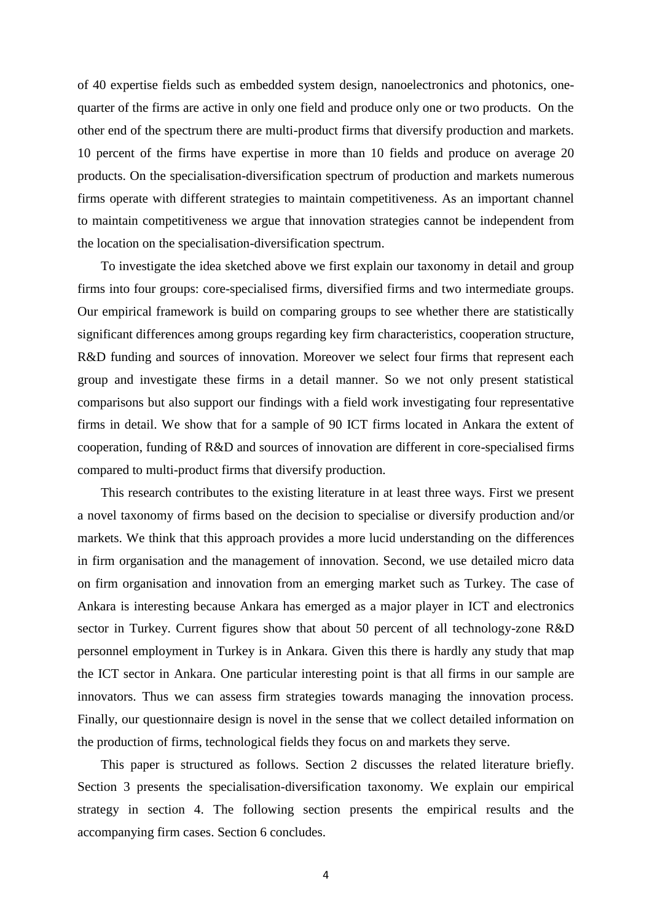of 40 expertise fields such as embedded system design, nanoelectronics and photonics, one-quarter of the firms are active in only one field and produce only one or two products. On the other end of the spectrum there are multi-product firms that diversify production and markets. 10 percent of the firms have expertise in more than 10 fields and produce on average 20 products. On the specialisation-diversification spectrum of production and markets numerous firms operate with different strategies to maintain competitiveness. As an important channel to maintain competitiveness we argue that innovation strategies cannot be independent from the location on the specialisation-diversification spectrum.

To investigate the idea sketched above we first explain our taxonomy in detail and group firms into four groups: core-specialised firms, diversified firms and two intermediate groups. Our empirical framework is build on comparing groups to see whether there are statistically significant differences among groups regarding key firm characteristics, cooperation structure, R&D funding and sources of innovation. Moreover we select four firms that represent each group and investigate these firms in a detail manner. So we not only present statistical comparisons but also support our findings with a field work investigating four representative firms in detail. We show that for a sample of 90 ICT firms located in Ankara the extent of cooperation, funding of R&D and sources of innovation are different in core-specialised firms compared to multi-product firms that diversify production.

This research contributes to the existing literature in at least three ways. First we present a novel taxonomy of firms based on the decision to specialise or diversify production and/or markets. We think that this approach provides a more lucid understanding on the differences in firm organisation and the management of innovation. Second, we use detailed micro data on firm organisation and innovation from an emerging market such as Turkey. The case of Ankara is interesting because Ankara has emerged as a major player in ICT and electronics sector in Turkey. Current figures show that about 50 percent of all technology-zone R&D personnel employment in Turkey is in Ankara. Given this there is hardly any study that map the ICT sector in Ankara. One particular interesting point is that all firms in our sample are innovators. Thus we can assess firm strategies towards managing the innovation process. Finally, our questionnaire design is novel in the sense that we collect detailed information on the production of firms, technological fields they focus on and markets they serve.

This paper is structured as follows. Section 2 discusses the related literature briefly. Section 3 presents the specialisation-diversification taxonomy. We explain our empirical strategy in section 4. The following section presents the empirical results and the accompanying firm cases. Section 6 concludes.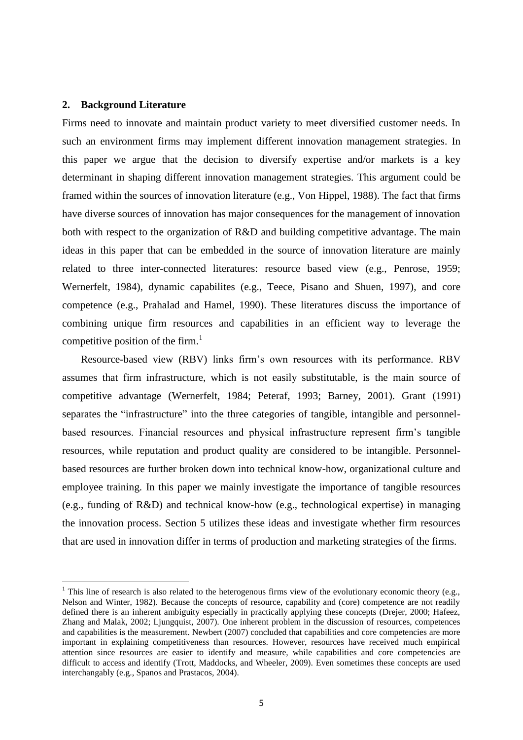## 2. Background Literature

Firms need to innovate and maintain product variety to meet diversified customer needs. In such an environment firms may implement different innovation management strategies. In this paper we argue that the decision to diversify expertise and/or markets is a key determinant in shaping different innovation management strategies. This argument could be framed within the sources of innovation literature (e.g., Von Hippel, 1988). The fact that firms have diverse sources of innovation has major consequences for the management of innovation both with respect to the organization of R&D and building competitive advantage. The main ideas in this paper that can be embedded in the source of innovation literature are mainly related to three inter-connected literatures: resource based view (e.g., Penrose, 1959; Wernerfelt, 1984), dynamic capabilites (e.g., Teece, Pisano and Shuen, 1997), and core competence (e.g., Prahalad and Hamel, 1990). These literatures discuss the importance of combining unique firm resources and capabilities in an efficient way to leverage the competitive position of the firm.[1]

Resource-based view (RBV) links firm's own resources with its performance. RBV assumes that firm infrastructure, which is not easily substitutable, is the main source of competitive advantage (Wernerfelt, 1984; Peteraf, 1993; Barney, 2001). Grant (1991) separates the "infrastructure" into the three categories of tangible, intangible and personnel-based resources. Financial resources and physical infrastructure represent firm's tangible resources, while reputation and product quality are considered to be intangible. Personnel-based resources are further broken down into technical know-how, organizational culture and employee training. In this paper we mainly investigate the importance of tangible resources (e.g., funding of R&D) and technical know-how (e.g., technological expertise) in managing the innovation process. Section 5 utilizes these ideas and investigate whether firm resources that are used in innovation differ in terms of production and marketing strategies of the firms.

[1] This line of research is also related to the heterogenous firms view of the evolutionary economic theory (e.g., Nelson and Winter, 1982). Because the concepts of resource, capability and (core) competence are not readily defined there is an inherent ambiguity especially in practically applying these concepts (Drejer, 2000; Hafeez, Zhang and Malak, 2002; Ljungquist, 2007). One inherent problem in the discussion of resources, competences and capabilities is the measurement. Newbert (2007) concluded that capabilities and core competencies are more important in explaining competitiveness than resources. However, resources have received much empirical attention since resources are easier to identify and measure, while capabilities and core competencies are difficult to access and identify (Trott, Maddocks, and Wheeler, 2009). Even sometimes these concepts are used interchangably (e.g., Spanos and Prastacos, 2004).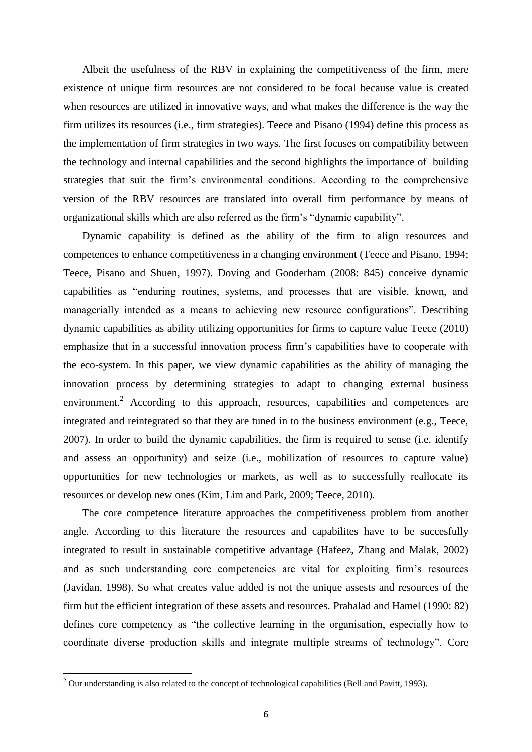Albeit the usefulness of the RBV in explaining the competitiveness of the firm, mere existence of unique firm resources are not considered to be focal because value is created when resources are utilized in innovative ways, and what makes the difference is the way the firm utilizes its resources (i.e., firm strategies). Teece and Pisano (1994) define this process as the implementation of firm strategies in two ways. The first focuses on compatibility between the technology and internal capabilities and the second highlights the importance of building strategies that suit the firm's environmental conditions. According to the comprehensive version of the RBV resources are translated into overall firm performance by means of organizational skills which are also referred as the firm's "dynamic capability".

Dynamic capability is defined as the ability of the firm to align resources and competences to enhance competitiveness in a changing environment (Teece and Pisano, 1994; Teece, Pisano and Shuen, 1997). Doving and Gooderham (2008: 845) conceive dynamic capabilities as "enduring routines, systems, and processes that are visible, known, and managerially intended as a means to achieving new resource configurations". Describing dynamic capabilities as ability utilizing opportunities for firms to capture value Teece (2010) emphasize that in a successful innovation process firm's capabilities have to cooperate with the eco-system. In this paper, we view dynamic capabilities as the ability of managing the innovation process by determining strategies to adapt to changing external business environment.[2] According to this approach, resources, capabilities and competences are integrated and reintegrated so that they are tuned in to the business environment (e.g., Teece, 2007). In order to build the dynamic capabilities, the firm is required to sense (i.e. identify and assess an opportunity) and seize (i.e., mobilization of resources to capture value) opportunities for new technologies or markets, as well as to successfully reallocate its resources or develop new ones (Kim, Lim and Park, 2009; Teece, 2010).

The core competence literature approaches the competitiveness problem from another angle. According to this literature the resources and capabilites have to be succesfully integrated to result in sustainable competitive advantage (Hafeez, Zhang and Malak, 2002) and as such understanding core competencies are vital for exploiting firm's resources (Javidan, 1998). So what creates value added is not the unique assests and resources of the firm but the efficient integration of these assets and resources. Prahalad and Hamel (1990: 82) defines core competency as "the collective learning in the organisation, especially how to coordinate diverse production skills and integrate multiple streams of technology". Core

[2] Our understanding is also related to the concept of technological capabilities (Bell and Pavitt, 1993).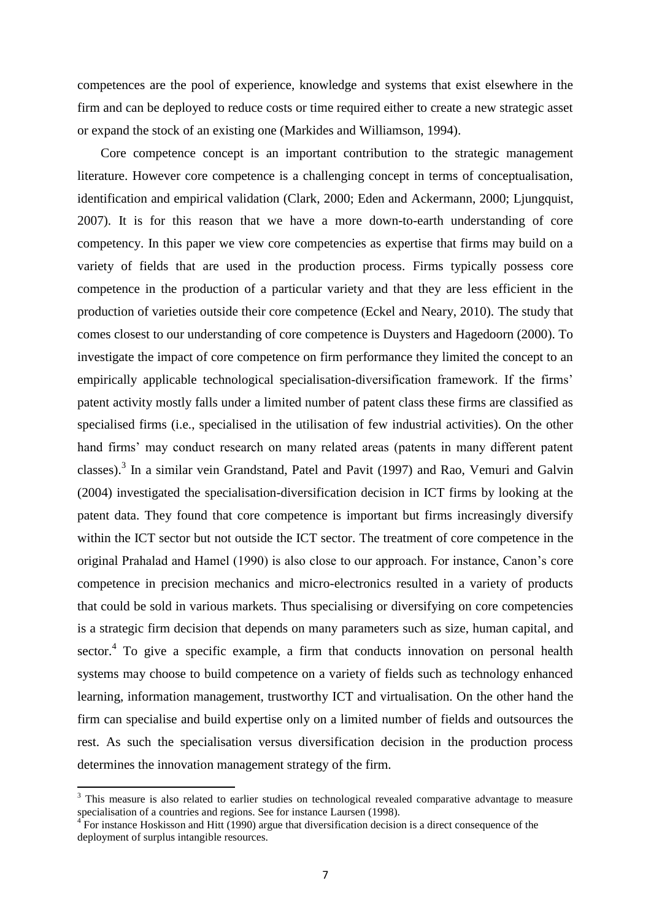competences are the pool of experience, knowledge and systems that exist elsewhere in the firm and can be deployed to reduce costs or time required either to create a new strategic asset or expand the stock of an existing one (Markides and Williamson, 1994).

Core competence concept is an important contribution to the strategic management literature. However core competence is a challenging concept in terms of conceptualisation, identification and empirical validation (Clark, 2000; Eden and Ackermann, 2000; Ljungquist, 2007). It is for this reason that we have a more down-to-earth understanding of core competency. In this paper we view core competencies as expertise that firms may build on a variety of fields that are used in the production process. Firms typically possess core competence in the production of a particular variety and that they are less efficient in the production of varieties outside their core competence (Eckel and Neary, 2010). The study that comes closest to our understanding of core competence is Duysters and Hagedoorn (2000). To investigate the impact of core competence on firm performance they limited the concept to an empirically applicable technological specialisation-diversification framework. If the firms' patent activity mostly falls under a limited number of patent class these firms are classified as specialised firms (i.e., specialised in the utilisation of few industrial activities). On the other hand firms' may conduct research on many related areas (patents in many different patent classes).[3] In a similar vein Grandstand, Patel and Pavit (1997) and Rao, Vemuri and Galvin (2004) investigated the specialisation-diversification decision in ICT firms by looking at the patent data. They found that core competence is important but firms increasingly diversify within the ICT sector but not outside the ICT sector. The treatment of core competence in the original Prahalad and Hamel (1990) is also close to our approach. For instance, Canon's core competence in precision mechanics and micro-electronics resulted in a variety of products that could be sold in various markets. Thus specialising or diversifying on core competencies is a strategic firm decision that depends on many parameters such as size, human capital, and sector.[4] To give a specific example, a firm that conducts innovation on personal health systems may choose to build competence on a variety of fields such as technology enhanced learning, information management, trustworthy ICT and virtualisation. On the other hand the firm can specialise and build expertise only on a limited number of fields and outsources the rest. As such the specialisation versus diversification decision in the production process determines the innovation management strategy of the firm.

[3] This measure is also related to earlier studies on technological revealed comparative advantage to measure specialisation of a countries and regions. See for instance Laursen (1998).

[4] For instance Hoskisson and Hitt (1990) argue that diversification decision is a direct consequence of the deployment of surplus intangible resources.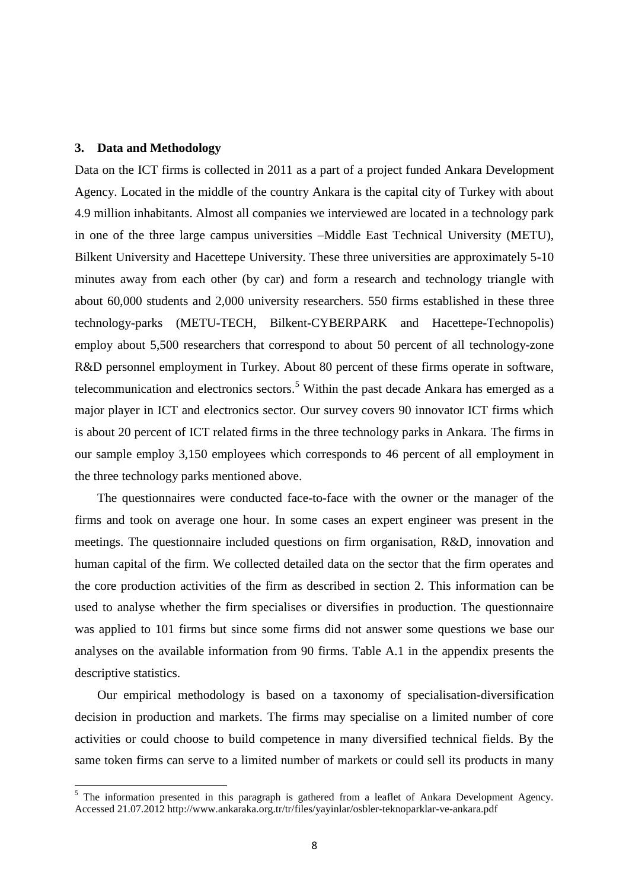## 3. Data and Methodology

Data on the ICT firms is collected in 2011 as a part of a project funded Ankara Development Agency. Located in the middle of the country Ankara is the capital city of Turkey with about 4.9 million inhabitants. Almost all companies we interviewed are located in a technology park in one of the three large campus universities –Middle East Technical University (METU), Bilkent University and Hacettepe University. These three universities are approximately 5-10 minutes away from each other (by car) and form a research and technology triangle with about 60,000 students and 2,000 university researchers. 550 firms established in these three technology-parks (METU-TECH, Bilkent-CYBERPARK and Hacettepe-Technopolis) employ about 5,500 researchers that correspond to about 50 percent of all technology-zone R&D personnel employment in Turkey. About 80 percent of these firms operate in software, telecommunication and electronics sectors.[5] Within the past decade Ankara has emerged as a major player in ICT and electronics sector. Our survey covers 90 innovator ICT firms which is about 20 percent of ICT related firms in the three technology parks in Ankara. The firms in our sample employ 3,150 employees which corresponds to 46 percent of all employment in the three technology parks mentioned above.

The questionnaires were conducted face-to-face with the owner or the manager of the firms and took on average one hour. In some cases an expert engineer was present in the meetings. The questionnaire included questions on firm organisation, R&D, innovation and human capital of the firm. We collected detailed data on the sector that the firm operates and the core production activities of the firm as described in section 2. This information can be used to analyse whether the firm specialises or diversifies in production. The questionnaire was applied to 101 firms but since some firms did not answer some questions we base our analyses on the available information from 90 firms. Table A.1 in the appendix presents the descriptive statistics.

Our empirical methodology is based on a taxonomy of specialisation-diversification decision in production and markets. The firms may specialise on a limited number of core activities or could choose to build competence in many diversified technical fields. By the same token firms can serve to a limited number of markets or could sell its products in many

[5] The information presented in this paragraph is gathered from a leaflet of Ankara Development Agency. Accessed 21.07.2012 http://www.ankaraka.org.tr/tr/files/yayinlar/osbler-teknoparklar-ve-ankara.pdf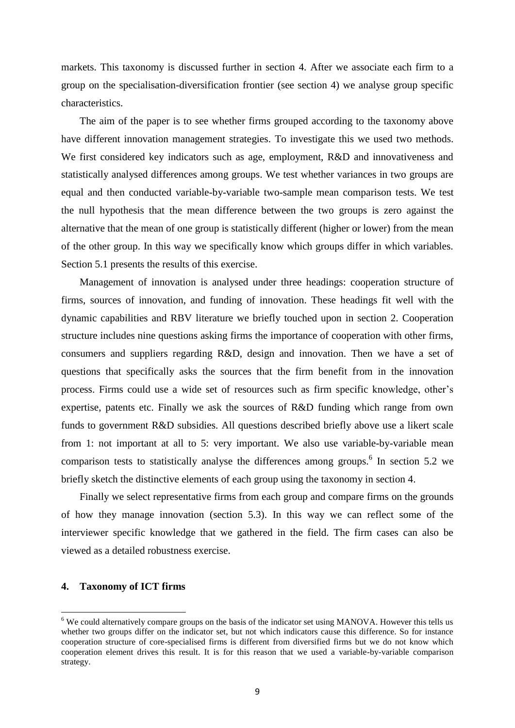markets. This taxonomy is discussed further in section 4. After we associate each firm to a group on the specialisation-diversification frontier (see section 4) we analyse group specific characteristics.

The aim of the paper is to see whether firms grouped according to the taxonomy above have different innovation management strategies. To investigate this we used two methods. We first considered key indicators such as age, employment, R&D and innovativeness and statistically analysed differences among groups. We test whether variances in two groups are equal and then conducted variable-by-variable two-sample mean comparison tests. We test the null hypothesis that the mean difference between the two groups is zero against the alternative that the mean of one group is statistically different (higher or lower) from the mean of the other group. In this way we specifically know which groups differ in which variables. Section 5.1 presents the results of this exercise.

Management of innovation is analysed under three headings: cooperation structure of firms, sources of innovation, and funding of innovation. These headings fit well with the dynamic capabilities and RBV literature we briefly touched upon in section 2. Cooperation structure includes nine questions asking firms the importance of cooperation with other firms, consumers and suppliers regarding R&D, design and innovation. Then we have a set of questions that specifically asks the sources that the firm benefit from in the innovation process. Firms could use a wide set of resources such as firm specific knowledge, other's expertise, patents etc. Finally we ask the sources of R&D funding which range from own funds to government R&D subsidies. All questions described briefly above use a likert scale from 1: not important at all to 5: very important. We also use variable-by-variable mean comparison tests to statistically analyse the differences among groups.[6] In section 5.2 we briefly sketch the distinctive elements of each group using the taxonomy in section 4.

Finally we select representative firms from each group and compare firms on the grounds of how they manage innovation (section 5.3). In this way we can reflect some of the interviewer specific knowledge that we gathered in the field. The firm cases can also be viewed as a detailed robustness exercise.

## 4. Taxonomy of ICT firms

[6] We could alternatively compare groups on the basis of the indicator set using MANOVA. However this tells us whether two groups differ on the indicator set, but not which indicators cause this difference. So for instance cooperation structure of core-specialised firms is different from diversified firms but we do not know which cooperation element drives this result. It is for this reason that we used a variable-by-variable comparison strategy.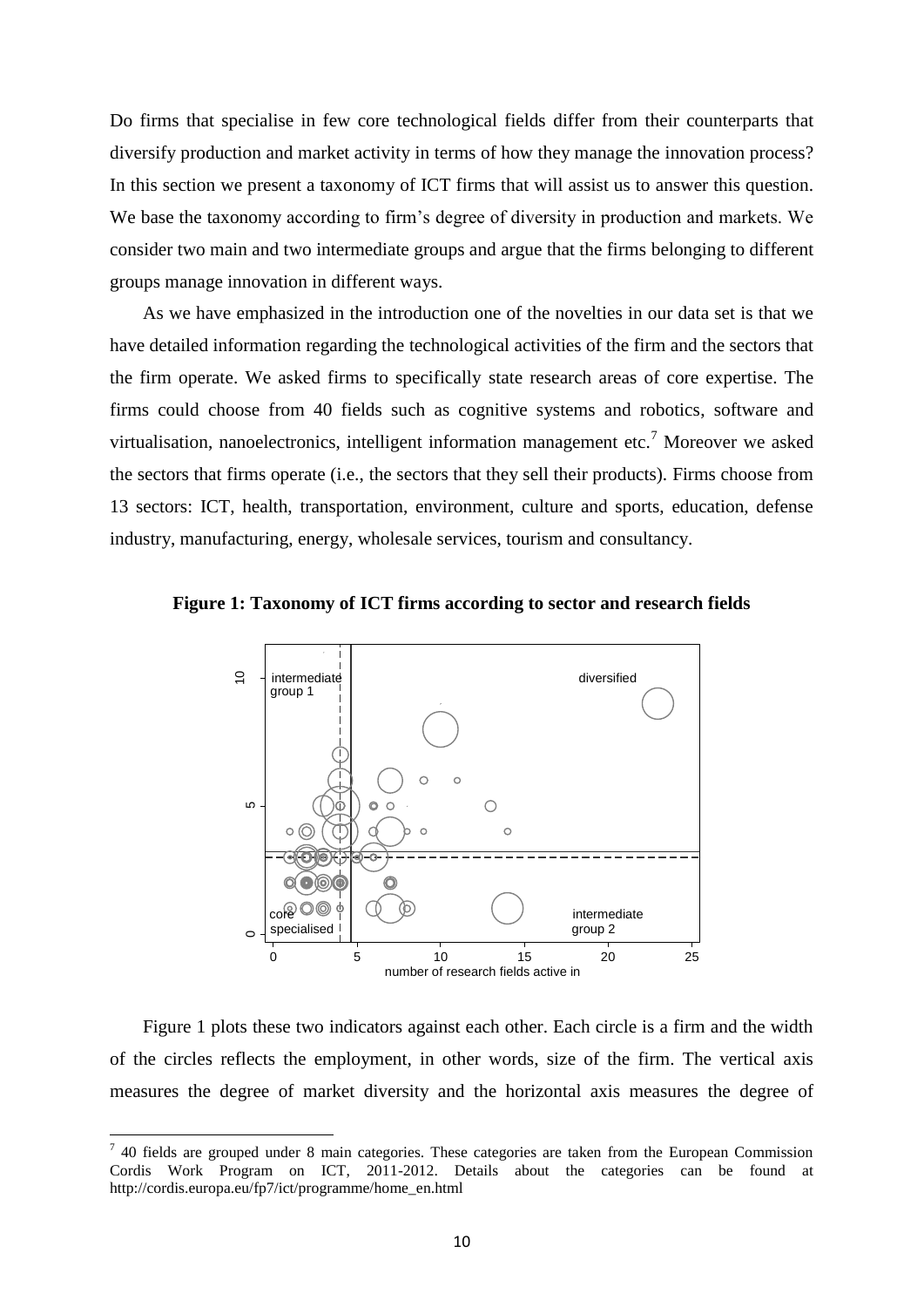Do firms that specialise in few core technological fields differ from their counterparts that diversify production and market activity in terms of how they manage the innovation process? In this section we present a taxonomy of ICT firms that will assist us to answer this question. We base the taxonomy according to firm's degree of diversity in production and markets. We consider two main and two intermediate groups and argue that the firms belonging to different groups manage innovation in different ways.

As we have emphasized in the introduction one of the novelties in our data set is that we have detailed information regarding the technological activities of the firm and the sectors that the firm operate. We asked firms to specifically state research areas of core expertise. The firms could choose from 40 fields such as cognitive systems and robotics, software and virtualisation, nanoelectronics, intelligent information management etc.[7] Moreover we asked the sectors that firms operate (i.e., the sectors that they sell their products). Firms choose from 13 sectors: ICT, health, transportation, environment, culture and sports, education, defense industry, manufacturing, energy, wholesale services, tourism and consultancy.

**Figure 1: Taxonomy of ICT firms according to sector and research fields**

Figure 1 plots these two indicators against each other. Each circle is a firm and the width of the circles reflects the employment, in other words, size of the firm. The vertical axis measures the degree of market diversity and the horizontal axis measures the degree of

[7] 40 fields are grouped under 8 main categories. These categories are taken from the European Commission Cordis Work Program on ICT, 2011-2012. Details about the categories can be found at http://cordis.europa.eu/fp7/ict/programme/home_en.html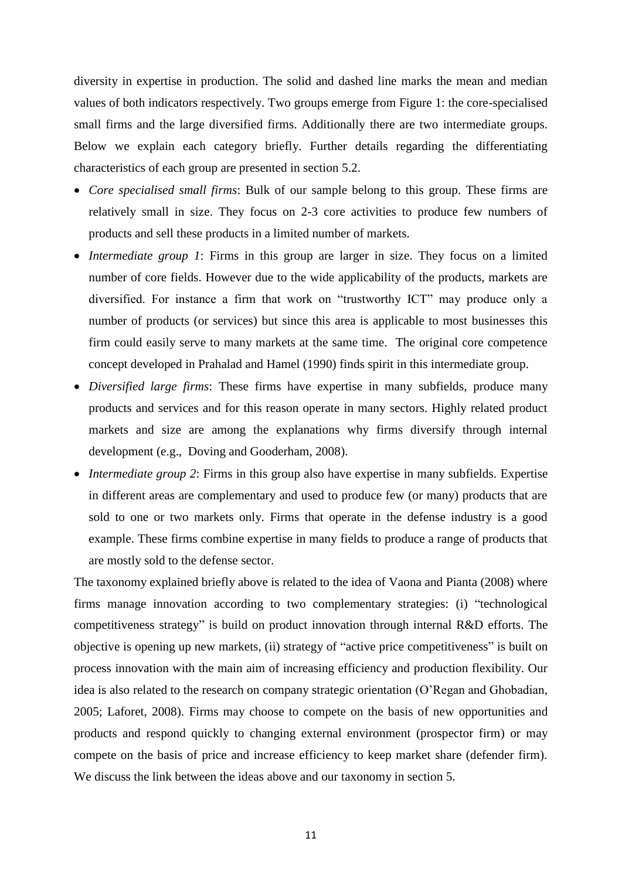diversity in expertise in production. The solid and dashed line marks the mean and median values of both indicators respectively. Two groups emerge from Figure 1: the core-specialised small firms and the large diversified firms. Additionally there are two intermediate groups. Below we explain each category briefly. Further details regarding the differentiating characteristics of each group are presented in section 5.2.

- *Core specialised small firms*: Bulk of our sample belong to this group. These firms are relatively small in size. They focus on 2-3 core activities to produce few numbers of products and sell these products in a limited number of markets.
- *Intermediate group 1*: Firms in this group are larger in size. They focus on a limited number of core fields. However due to the wide applicability of the products, markets are diversified. For instance a firm that work on "trustworthy ICT" may produce only a number of products (or services) but since this area is applicable to most businesses this firm could easily serve to many markets at the same time. The original core competence concept developed in Prahalad and Hamel (1990) finds spirit in this intermediate group.
- *Diversified large firms*: These firms have expertise in many subfields, produce many products and services and for this reason operate in many sectors. Highly related product markets and size are among the explanations why firms diversify through internal development (e.g., Doving and Gooderham, 2008).
- *Intermediate group 2*: Firms in this group also have expertise in many subfields. Expertise in different areas are complementary and used to produce few (or many) products that are sold to one or two markets only. Firms that operate in the defense industry is a good example. These firms combine expertise in many fields to produce a range of products that are mostly sold to the defense sector.

The taxonomy explained briefly above is related to the idea of Vaona and Pianta (2008) where firms manage innovation according to two complementary strategies: (i) "technological competitiveness strategy" is build on product innovation through internal R&D efforts. The objective is opening up new markets, (ii) strategy of "active price competitiveness" is built on process innovation with the main aim of increasing efficiency and production flexibility. Our idea is also related to the research on company strategic orientation (O'Regan and Ghobadian, 2005; Laforet, 2008). Firms may choose to compete on the basis of new opportunities and products and respond quickly to changing external environment (prospector firm) or may compete on the basis of price and increase efficiency to keep market share (defender firm). We discuss the link between the ideas above and our taxonomy in section 5.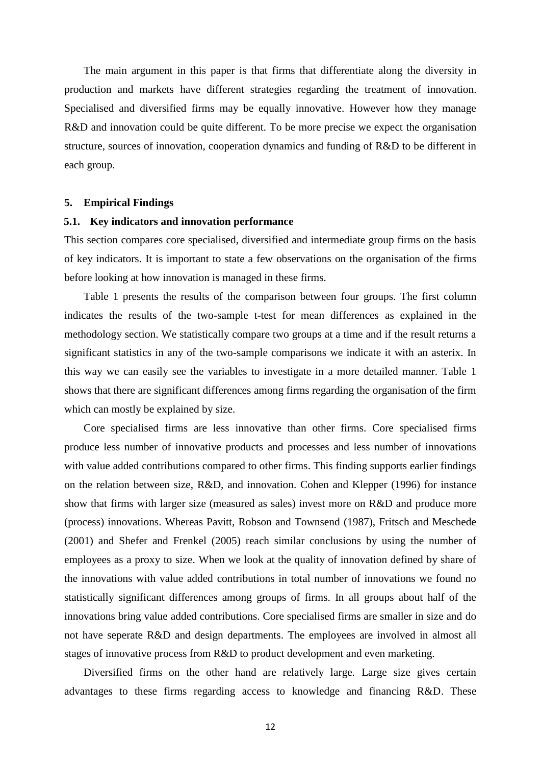The main argument in this paper is that firms that differentiate along the diversity in production and markets have different strategies regarding the treatment of innovation. Specialised and diversified firms may be equally innovative. However how they manage R&D and innovation could be quite different. To be more precise we expect the organisation structure, sources of innovation, cooperation dynamics and funding of R&D to be different in each group.

## 5. Empirical Findings

### 5.1. Key indicators and innovation performance

This section compares core specialised, diversified and intermediate group firms on the basis of key indicators. It is important to state a few observations on the organisation of the firms before looking at how innovation is managed in these firms.

Table 1 presents the results of the comparison between four groups. The first column indicates the results of the two-sample t-test for mean differences as explained in the methodology section. We statistically compare two groups at a time and if the result returns a significant statistics in any of the two-sample comparisons we indicate it with an asterix. In this way we can easily see the variables to investigate in a more detailed manner. Table 1 shows that there are significant differences among firms regarding the organisation of the firm which can mostly be explained by size.

Core specialised firms are less innovative than other firms. Core specialised firms produce less number of innovative products and processes and less number of innovations with value added contributions compared to other firms. This finding supports earlier findings on the relation between size, R&D, and innovation. Cohen and Klepper (1996) for instance show that firms with larger size (measured as sales) invest more on R&D and produce more (process) innovations. Whereas Pavitt, Robson and Townsend (1987), Fritsch and Meschede (2001) and Shefer and Frenkel (2005) reach similar conclusions by using the number of employees as a proxy to size. When we look at the quality of innovation defined by share of the innovations with value added contributions in total number of innovations we found no statistically significant differences among groups of firms. In all groups about half of the innovations bring value added contributions. Core specialised firms are smaller in size and do not have seperate R&D and design departments. The employees are involved in almost all stages of innovative process from R&D to product development and even marketing.

Diversified firms on the other hand are relatively large. Large size gives certain advantages to these firms regarding access to knowledge and financing R&D. These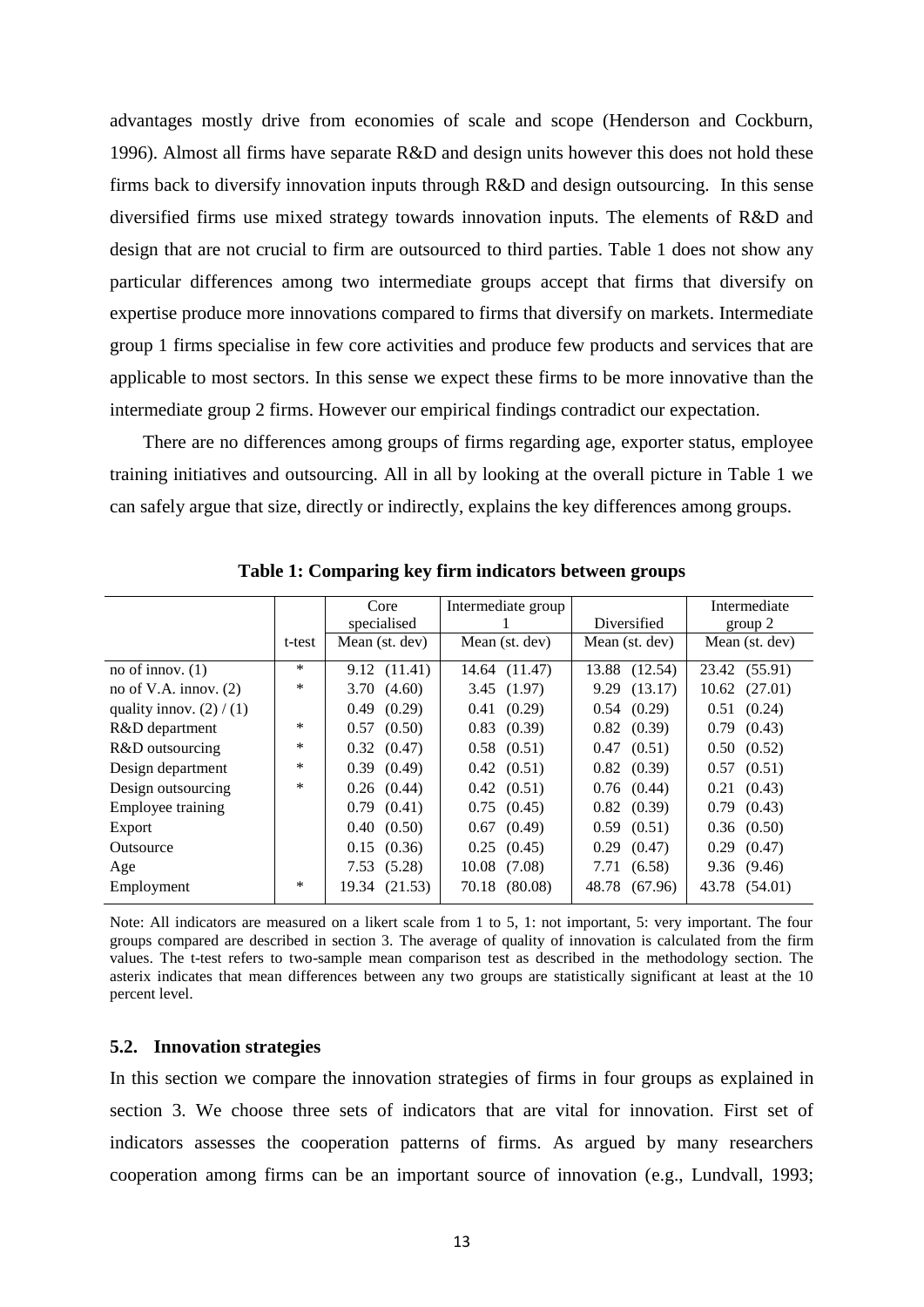advantages mostly drive from economies of scale and scope (Henderson and Cockburn, 1996). Almost all firms have separate R&D and design units however this does not hold these firms back to diversify innovation inputs through R&D and design outsourcing. In this sense diversified firms use mixed strategy towards innovation inputs. The elements of R&D and design that are not crucial to firm are outsourced to third parties. Table 1 does not show any particular differences among two intermediate groups accept that firms that diversify on expertise produce more innovations compared to firms that diversify on markets. Intermediate group 1 firms specialise in few core activities and produce few products and services that are applicable to most sectors. In this sense we expect these firms to be more innovative than the intermediate group 2 firms. However our empirical findings contradict our expectation.

There are no differences among groups of firms regarding age, exporter status, employee training initiatives and outsourcing. All in all by looking at the overall picture in Table 1 we can safely argue that size, directly or indirectly, explains the key differences among groups.

**Table 1: Comparing key firm indicators between groups**

| | t-test | Core specialised<br>Mean (st. dev) | Intermediate group 1<br>Mean (st. dev) | Diversified<br>Mean (st. dev) | Intermediate group 2<br>Mean (st. dev) |
|---|---|---|---|---|---|
| no of innov. (1) | * | 9.12 (11.41) | 14.64 (11.47) | 13.88 (12.54) | 23.42 (55.91) |
| no of V.A. innov. (2) | * | 3.70 (4.60) | 3.45 (1.97) | 9.29 (13.17) | 10.62 (27.01) |
| quality innov. (2) / (1) | | 0.49 (0.29) | 0.41 (0.29) | 0.54 (0.29) | 0.51 (0.24) |
| R&D department | * | 0.57 (0.50) | 0.83 (0.39) | 0.82 (0.39) | 0.79 (0.43) |
| R&D outsourcing | * | 0.32 (0.47) | 0.58 (0.51) | 0.47 (0.51) | 0.50 (0.52) |
| Design department | * | 0.39 (0.49) | 0.42 (0.51) | 0.82 (0.39) | 0.57 (0.51) |
| Design outsourcing | * | 0.26 (0.44) | 0.42 (0.51) | 0.76 (0.44) | 0.21 (0.43) |
| Employee training | | 0.79 (0.41) | 0.75 (0.45) | 0.82 (0.39) | 0.79 (0.43) |
| Export | | 0.40 (0.50) | 0.67 (0.49) | 0.59 (0.51) | 0.36 (0.50) |
| Outsource | | 0.15 (0.36) | 0.25 (0.45) | 0.29 (0.47) | 0.29 (0.47) |
| Age | | 7.53 (5.28) | 10.08 (7.08) | 7.71 (6.58) | 9.36 (9.46) |
| Employment | * | 19.34 (21.53) | 70.18 (80.08) | 48.78 (67.96) | 43.78 (54.01) |

Note: All indicators are measured on a likert scale from 1 to 5, 1: not important, 5: very important. The four groups compared are described in section 3. The average of quality of innovation is calculated from the firm values. The t-test refers to two-sample mean comparison test as described in the methodology section. The asterix indicates that mean differences between any two groups are statistically significant at least at the 10 percent level.

### 5.2. Innovation strategies

In this section we compare the innovation strategies of firms in four groups as explained in section 3. We choose three sets of indicators that are vital for innovation. First set of indicators assesses the cooperation patterns of firms. As argued by many researchers cooperation among firms can be an important source of innovation (e.g., Lundvall, 1993;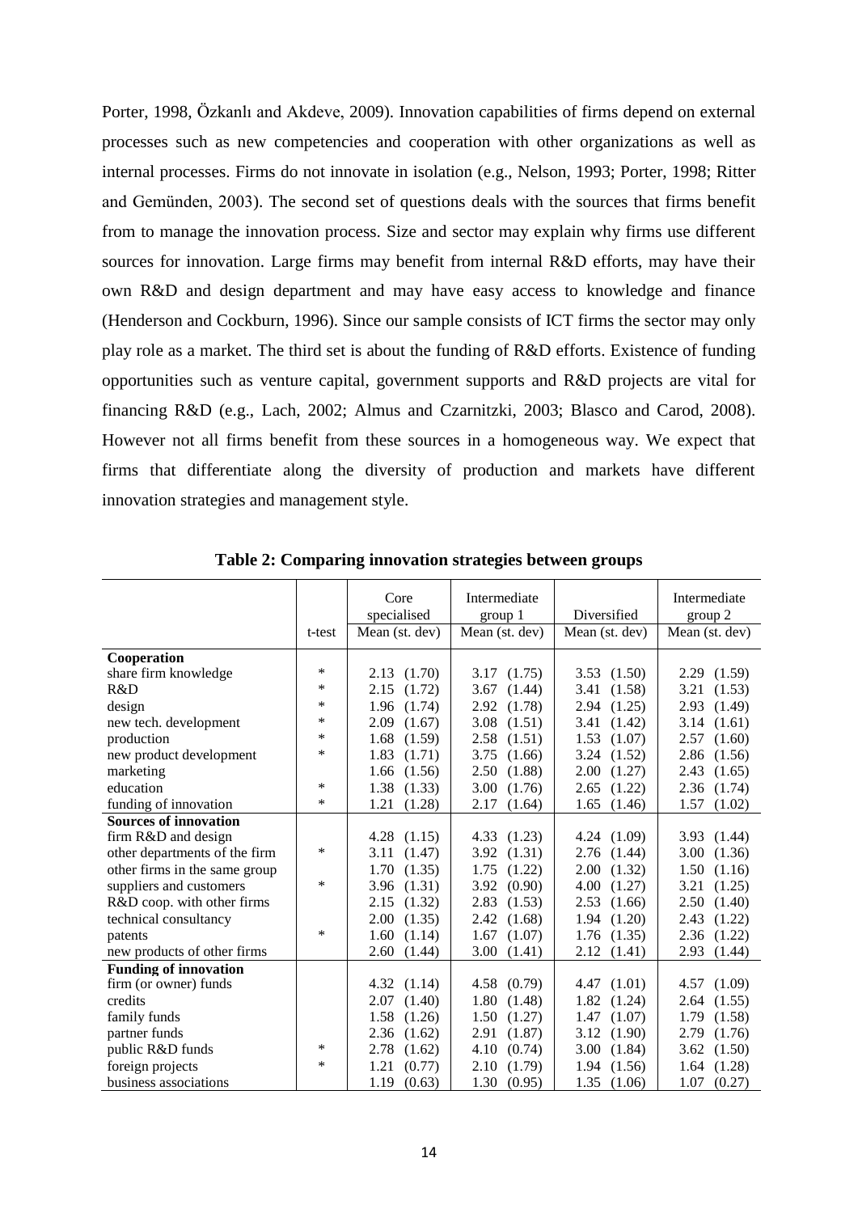Porter, 1998, Özkanlı and Akdeve, 2009). Innovation capabilities of firms depend on external processes such as new competencies and cooperation with other organizations as well as internal processes. Firms do not innovate in isolation (e.g., Nelson, 1993; Porter, 1998; Ritter and Gemünden, 2003). The second set of questions deals with the sources that firms benefit from to manage the innovation process. Size and sector may explain why firms use different sources for innovation. Large firms may benefit from internal R&D efforts, may have their own R&D and design department and may have easy access to knowledge and finance (Henderson and Cockburn, 1996). Since our sample consists of ICT firms the sector may only play role as a market. The third set is about the funding of R&D efforts. Existence of funding opportunities such as venture capital, government supports and R&D projects are vital for financing R&D (e.g., Lach, 2002; Almus and Czarnitzki, 2003; Blasco and Carod, 2008). However not all firms benefit from these sources in a homogeneous way. We expect that firms that differentiate along the diversity of production and markets have different innovation strategies and management style.

**Table 2: Comparing innovation strategies between groups**

| | t-test | Core specialised Mean (st. dev) | Intermediate group 1 Mean (st. dev) | Diversified Mean (st. dev) | Intermediate group 2 Mean (st. dev) |
|---|---|---|---|---|---|
| **Cooperation** | | | | | |
| share firm knowledge | * | 2.13 (1.70) | 3.17 (1.75) | 3.53 (1.50) | 2.29 (1.59) |
| R&D | * | 2.15 (1.72) | 3.67 (1.44) | 3.41 (1.58) | 3.21 (1.53) |
| design | * | 1.96 (1.74) | 2.92 (1.78) | 2.94 (1.25) | 2.93 (1.49) |
| new tech. development | * | 2.09 (1.67) | 3.08 (1.51) | 3.41 (1.42) | 3.14 (1.61) |
| production | * | 1.68 (1.59) | 2.58 (1.51) | 1.53 (1.07) | 2.57 (1.60) |
| new product development | * | 1.83 (1.71) | 3.75 (1.66) | 3.24 (1.52) | 2.86 (1.56) |
| marketing | | 1.66 (1.56) | 2.50 (1.88) | 2.00 (1.27) | 2.43 (1.65) |
| education | * | 1.38 (1.33) | 3.00 (1.76) | 2.65 (1.22) | 2.36 (1.74) |
| funding of innovation | * | 1.21 (1.28) | 2.17 (1.64) | 1.65 (1.46) | 1.57 (1.02) |
| **Sources of innovation** | | | | | |
| firm R&D and design | | 4.28 (1.15) | 4.33 (1.23) | 4.24 (1.09) | 3.93 (1.44) |
| other departments of the firm | * | 3.11 (1.47) | 3.92 (1.31) | 2.76 (1.44) | 3.00 (1.36) |
| other firms in the same group | | 1.70 (1.35) | 1.75 (1.22) | 2.00 (1.32) | 1.50 (1.16) |
| suppliers and customers | * | 3.96 (1.31) | 3.92 (0.90) | 4.00 (1.27) | 3.21 (1.25) |
| R&D coop. with other firms | | 2.15 (1.32) | 2.83 (1.53) | 2.53 (1.66) | 2.50 (1.40) |
| technical consultancy | | 2.00 (1.35) | 2.42 (1.68) | 1.94 (1.20) | 2.43 (1.22) |
| patents | * | 1.60 (1.14) | 1.67 (1.07) | 1.76 (1.35) | 2.36 (1.22) |
| new products of other firms | | 2.60 (1.44) | 3.00 (1.41) | 2.12 (1.41) | 2.93 (1.44) |
| **Funding of innovation** | | | | | |
| firm (or owner) funds | | 4.32 (1.14) | 4.58 (0.79) | 4.47 (1.01) | 4.57 (1.09) |
| credits | | 2.07 (1.40) | 1.80 (1.48) | 1.82 (1.24) | 2.64 (1.55) |
| family funds | | 1.58 (1.26) | 1.50 (1.27) | 1.47 (1.07) | 1.79 (1.58) |
| partner funds | | 2.36 (1.62) | 2.91 (1.87) | 3.12 (1.90) | 2.79 (1.76) |
| public R&D funds | * | 2.78 (1.62) | 4.10 (0.74) | 3.00 (1.84) | 3.62 (1.50) |
| foreign projects | * | 1.21 (0.77) | 2.10 (1.79) | 1.94 (1.56) | 1.64 (1.28) |
| business associations | | 1.19 (0.63) | 1.30 (0.95) | 1.35 (1.06) | 1.07 (0.27) |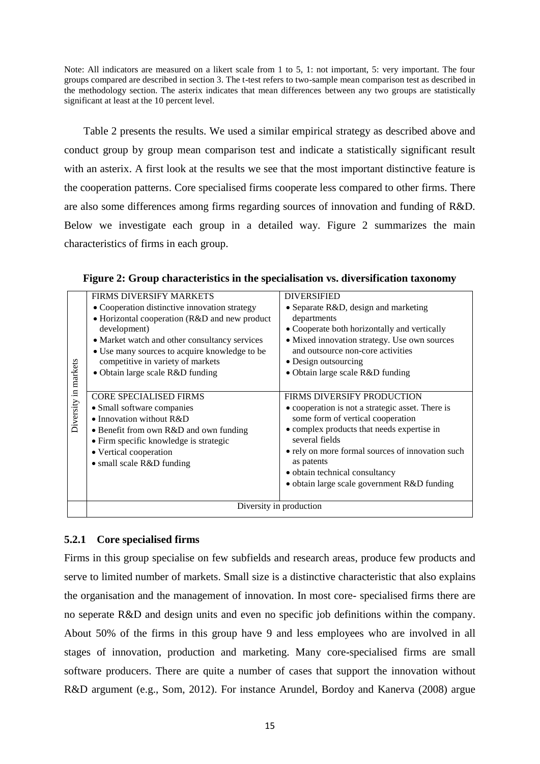Note: All indicators are measured on a likert scale from 1 to 5, 1: not important, 5: very important. The four groups compared are described in section 3. The t-test refers to two-sample mean comparison test as described in the methodology section. The asterix indicates that mean differences between any two groups are statistically significant at least at the 10 percent level.

Table 2 presents the results. We used a similar empirical strategy as described above and conduct group by group mean comparison test and indicate a statistically significant result with an asterix. A first look at the results we see that the most important distinctive feature is the cooperation patterns. Core specialised firms cooperate less compared to other firms. There are also some differences among firms regarding sources of innovation and funding of R&D. Below we investigate each group in a detailed way. Figure 2 summarizes the main characteristics of firms in each group.

**Figure 2: Group characteristics in the specialisation vs. diversification taxonomy**

| Diversity in markets | | |
|---|---|---|
| | FIRMS DIVERSIFY MARKETS<br>• Cooperation distinctive innovation strategy<br>• Horizontal cooperation (R&D and new product development)<br>• Market watch and other consultancy services<br>• Use many sources to acquire knowledge to be competitive in variety of markets<br>• Obtain large scale R&D funding | DIVERSIFIED<br>• Separate R&D, design and marketing departments<br>• Cooperate both horizontally and vertically<br>• Mixed innovation strategy. Use own sources and outsource non-core activities<br>• Design outsourcing<br>• Obtain large scale R&D funding |
| | CORE SPECIALISED FIRMS<br>• Small software companies<br>• Innovation without R&D<br>• Benefit from own R&D and own funding<br>• Firm specific knowledge is strategic<br>• Vertical cooperation<br>• small scale R&D funding | FIRMS DIVERSIFY PRODUCTION<br>• cooperation is not a strategic asset. There is some form of vertical cooperation<br>• complex products that needs expertise in several fields<br>• rely on more formal sources of innovation such as patents<br>• obtain technical consultancy<br>• obtain large scale government R&D funding |
| | Diversity in production | |

### 5.2.1 Core specialised firms

Firms in this group specialise on few subfields and research areas, produce few products and serve to limited number of markets. Small size is a distinctive characteristic that also explains the organisation and the management of innovation. In most core- specialised firms there are no seperate R&D and design units and even no specific job definitions within the company. About 50% of the firms in this group have 9 and less employees who are involved in all stages of innovation, production and marketing. Many core-specialised firms are small software producers. There are quite a number of cases that support the innovation without R&D argument (e.g., Som, 2012). For instance Arundel, Bordoy and Kanerva (2008) argue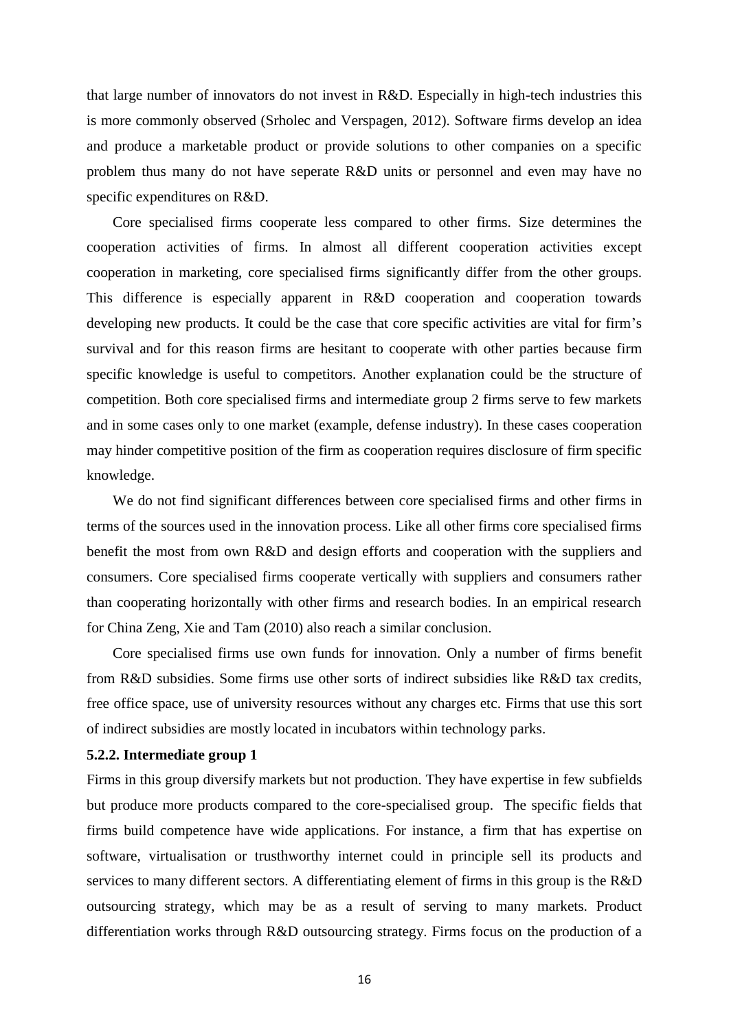that large number of innovators do not invest in R&D. Especially in high-tech industries this is more commonly observed (Srholec and Verspagen, 2012). Software firms develop an idea and produce a marketable product or provide solutions to other companies on a specific problem thus many do not have seperate R&D units or personnel and even may have no specific expenditures on R&D.

Core specialised firms cooperate less compared to other firms. Size determines the cooperation activities of firms. In almost all different cooperation activities except cooperation in marketing, core specialised firms significantly differ from the other groups. This difference is especially apparent in R&D cooperation and cooperation towards developing new products. It could be the case that core specific activities are vital for firm's survival and for this reason firms are hesitant to cooperate with other parties because firm specific knowledge is useful to competitors. Another explanation could be the structure of competition. Both core specialised firms and intermediate group 2 firms serve to few markets and in some cases only to one market (example, defense industry). In these cases cooperation may hinder competitive position of the firm as cooperation requires disclosure of firm specific knowledge.

We do not find significant differences between core specialised firms and other firms in terms of the sources used in the innovation process. Like all other firms core specialised firms benefit the most from own R&D and design efforts and cooperation with the suppliers and consumers. Core specialised firms cooperate vertically with suppliers and consumers rather than cooperating horizontally with other firms and research bodies. In an empirical research for China Zeng, Xie and Tam (2010) also reach a similar conclusion.

Core specialised firms use own funds for innovation. Only a number of firms benefit from R&D subsidies. Some firms use other sorts of indirect subsidies like R&D tax credits, free office space, use of university resources without any charges etc. Firms that use this sort of indirect subsidies are mostly located in incubators within technology parks.

### 5.2.2. Intermediate group 1

Firms in this group diversify markets but not production. They have expertise in few subfields but produce more products compared to the core-specialised group. The specific fields that firms build competence have wide applications. For instance, a firm that has expertise on software, virtualisation or trusthworthy internet could in principle sell its products and services to many different sectors. A differentiating element of firms in this group is the R&D outsourcing strategy, which may be as a result of serving to many markets. Product differentiation works through R&D outsourcing strategy. Firms focus on the production of a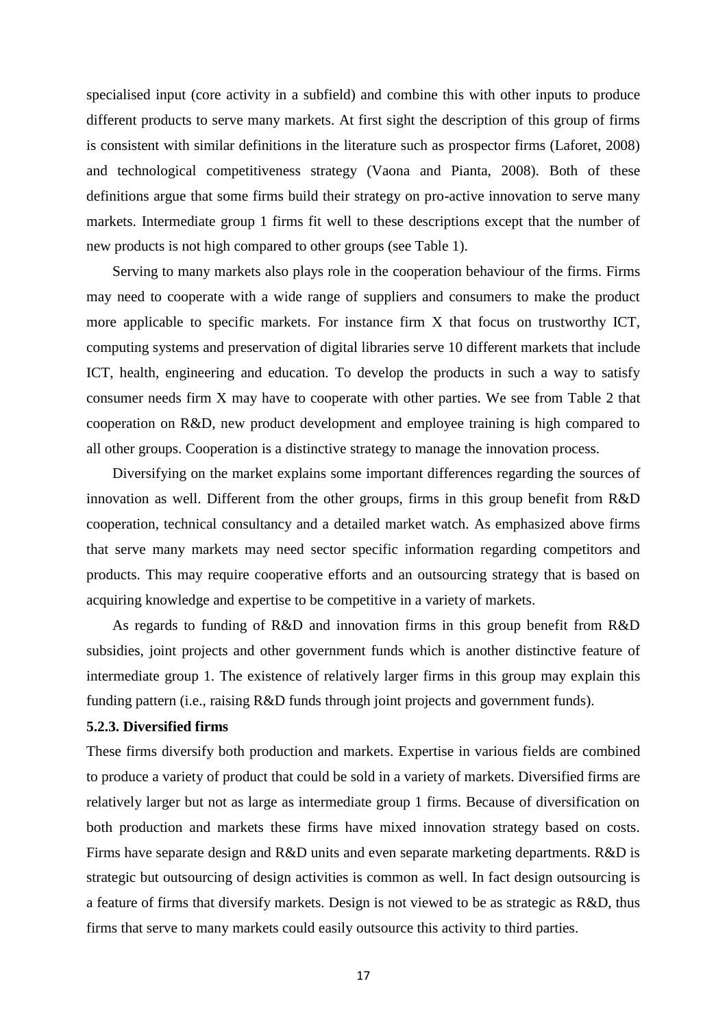specialised input (core activity in a subfield) and combine this with other inputs to produce different products to serve many markets. At first sight the description of this group of firms is consistent with similar definitions in the literature such as prospector firms (Laforet, 2008) and technological competitiveness strategy (Vaona and Pianta, 2008). Both of these definitions argue that some firms build their strategy on pro-active innovation to serve many markets. Intermediate group 1 firms fit well to these descriptions except that the number of new products is not high compared to other groups (see Table 1).

Serving to many markets also plays role in the cooperation behaviour of the firms. Firms may need to cooperate with a wide range of suppliers and consumers to make the product more applicable to specific markets. For instance firm X that focus on trustworthy ICT, computing systems and preservation of digital libraries serve 10 different markets that include ICT, health, engineering and education. To develop the products in such a way to satisfy consumer needs firm X may have to cooperate with other parties. We see from Table 2 that cooperation on R&D, new product development and employee training is high compared to all other groups. Cooperation is a distinctive strategy to manage the innovation process.

Diversifying on the market explains some important differences regarding the sources of innovation as well. Different from the other groups, firms in this group benefit from R&D cooperation, technical consultancy and a detailed market watch. As emphasized above firms that serve many markets may need sector specific information regarding competitors and products. This may require cooperative efforts and an outsourcing strategy that is based on acquiring knowledge and expertise to be competitive in a variety of markets.

As regards to funding of R&D and innovation firms in this group benefit from R&D subsidies, joint projects and other government funds which is another distinctive feature of intermediate group 1. The existence of relatively larger firms in this group may explain this funding pattern (i.e., raising R&D funds through joint projects and government funds).

### 5.2.3. Diversified firms

These firms diversify both production and markets. Expertise in various fields are combined to produce a variety of product that could be sold in a variety of markets. Diversified firms are relatively larger but not as large as intermediate group 1 firms. Because of diversification on both production and markets these firms have mixed innovation strategy based on costs. Firms have separate design and R&D units and even separate marketing departments. R&D is strategic but outsourcing of design activities is common as well. In fact design outsourcing is a feature of firms that diversify markets. Design is not viewed to be as strategic as R&D, thus firms that serve to many markets could easily outsource this activity to third parties.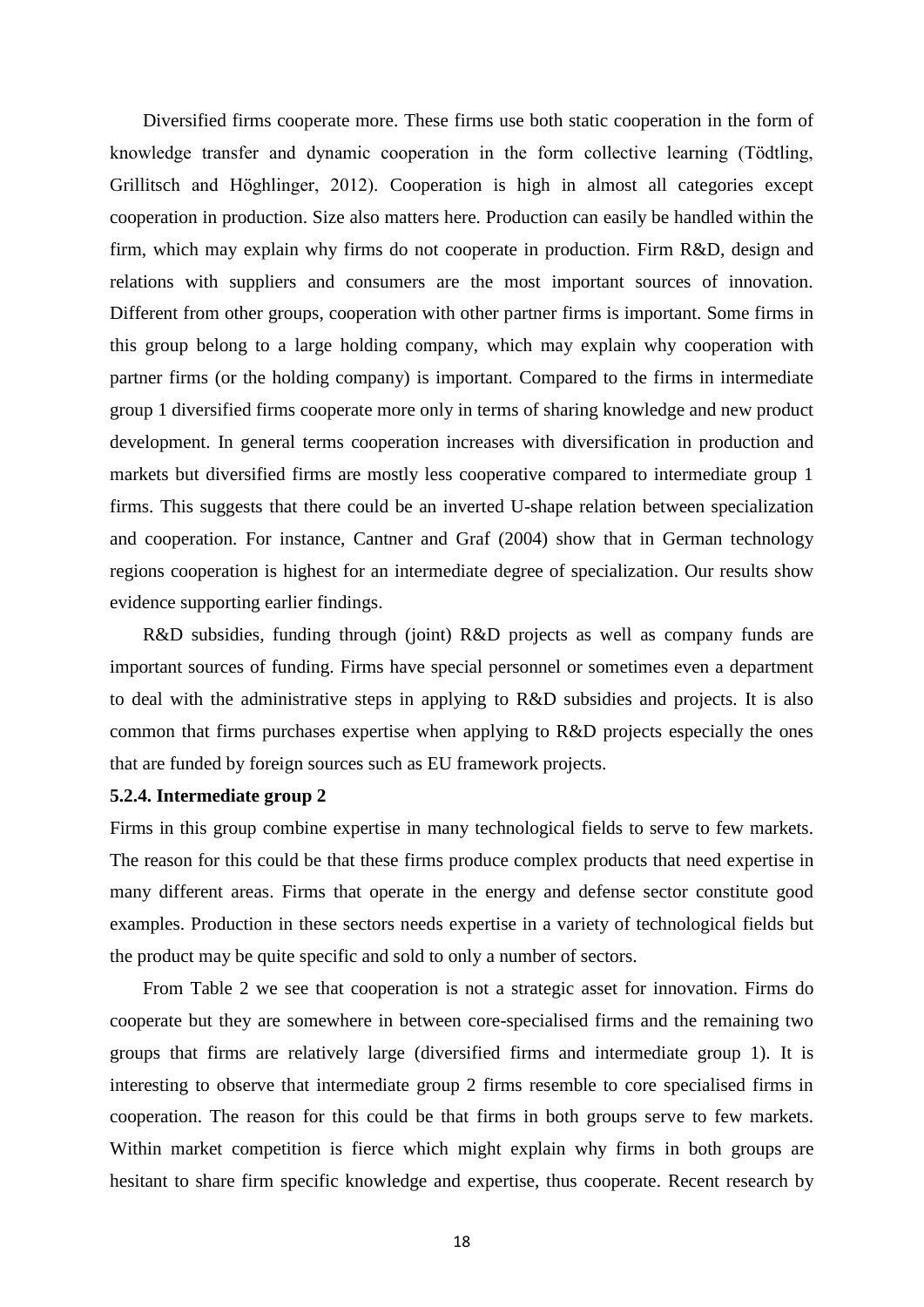Diversified firms cooperate more. These firms use both static cooperation in the form of knowledge transfer and dynamic cooperation in the form collective learning (Tödtling, Grillitsch and Höghlinger, 2012). Cooperation is high in almost all categories except cooperation in production. Size also matters here. Production can easily be handled within the firm, which may explain why firms do not cooperate in production. Firm R&D, design and relations with suppliers and consumers are the most important sources of innovation. Different from other groups, cooperation with other partner firms is important. Some firms in this group belong to a large holding company, which may explain why cooperation with partner firms (or the holding company) is important. Compared to the firms in intermediate group 1 diversified firms cooperate more only in terms of sharing knowledge and new product development. In general terms cooperation increases with diversification in production and markets but diversified firms are mostly less cooperative compared to intermediate group 1 firms. This suggests that there could be an inverted U-shape relation between specialization and cooperation. For instance, Cantner and Graf (2004) show that in German technology regions cooperation is highest for an intermediate degree of specialization. Our results show evidence supporting earlier findings.

R&D subsidies, funding through (joint) R&D projects as well as company funds are important sources of funding. Firms have special personnel or sometimes even a department to deal with the administrative steps in applying to R&D subsidies and projects. It is also common that firms purchases expertise when applying to R&D projects especially the ones that are funded by foreign sources such as EU framework projects.

### 5.2.4. Intermediate group 2

Firms in this group combine expertise in many technological fields to serve to few markets. The reason for this could be that these firms produce complex products that need expertise in many different areas. Firms that operate in the energy and defense sector constitute good examples. Production in these sectors needs expertise in a variety of technological fields but the product may be quite specific and sold to only a number of sectors.

From Table 2 we see that cooperation is not a strategic asset for innovation. Firms do cooperate but they are somewhere in between core-specialised firms and the remaining two groups that firms are relatively large (diversified firms and intermediate group 1). It is interesting to observe that intermediate group 2 firms resemble to core specialised firms in cooperation. The reason for this could be that firms in both groups serve to few markets. Within market competition is fierce which might explain why firms in both groups are hesitant to share firm specific knowledge and expertise, thus cooperate. Recent research by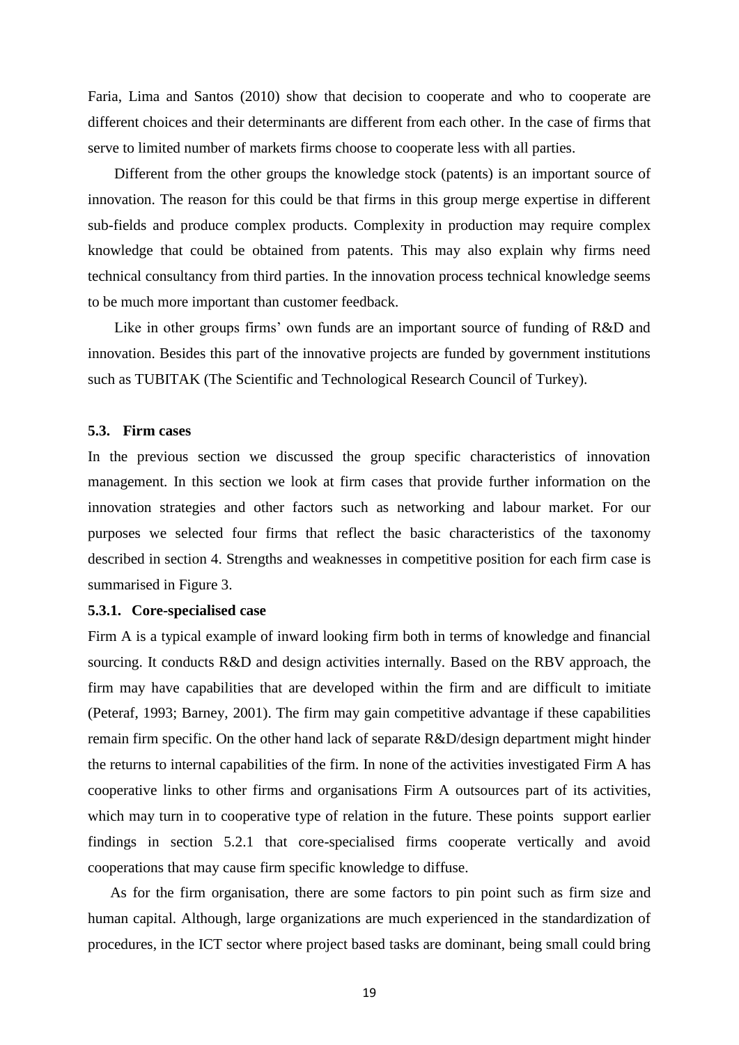Faria, Lima and Santos (2010) show that decision to cooperate and who to cooperate are different choices and their determinants are different from each other. In the case of firms that serve to limited number of markets firms choose to cooperate less with all parties.

Different from the other groups the knowledge stock (patents) is an important source of innovation. The reason for this could be that firms in this group merge expertise in different sub-fields and produce complex products. Complexity in production may require complex knowledge that could be obtained from patents. This may also explain why firms need technical consultancy from third parties. In the innovation process technical knowledge seems to be much more important than customer feedback.

Like in other groups firms' own funds are an important source of funding of R&D and innovation. Besides this part of the innovative projects are funded by government institutions such as TUBITAK (The Scientific and Technological Research Council of Turkey).

### 5.3. Firm cases

In the previous section we discussed the group specific characteristics of innovation management. In this section we look at firm cases that provide further information on the innovation strategies and other factors such as networking and labour market. For our purposes we selected four firms that reflect the basic characteristics of the taxonomy described in section 4. Strengths and weaknesses in competitive position for each firm case is summarised in Figure 3.

#### 5.3.1. Core-specialised case

Firm A is a typical example of inward looking firm both in terms of knowledge and financial sourcing. It conducts R&D and design activities internally. Based on the RBV approach, the firm may have capabilities that are developed within the firm and are difficult to imitiate (Peteraf, 1993; Barney, 2001). The firm may gain competitive advantage if these capabilities remain firm specific. On the other hand lack of separate R&D/design department might hinder the returns to internal capabilities of the firm. In none of the activities investigated Firm A has cooperative links to other firms and organisations Firm A outsources part of its activities, which may turn in to cooperative type of relation in the future. These points support earlier findings in section 5.2.1 that core-specialised firms cooperate vertically and avoid cooperations that may cause firm specific knowledge to diffuse.

As for the firm organisation, there are some factors to pin point such as firm size and human capital. Although, large organizations are much experienced in the standardization of procedures, in the ICT sector where project based tasks are dominant, being small could bring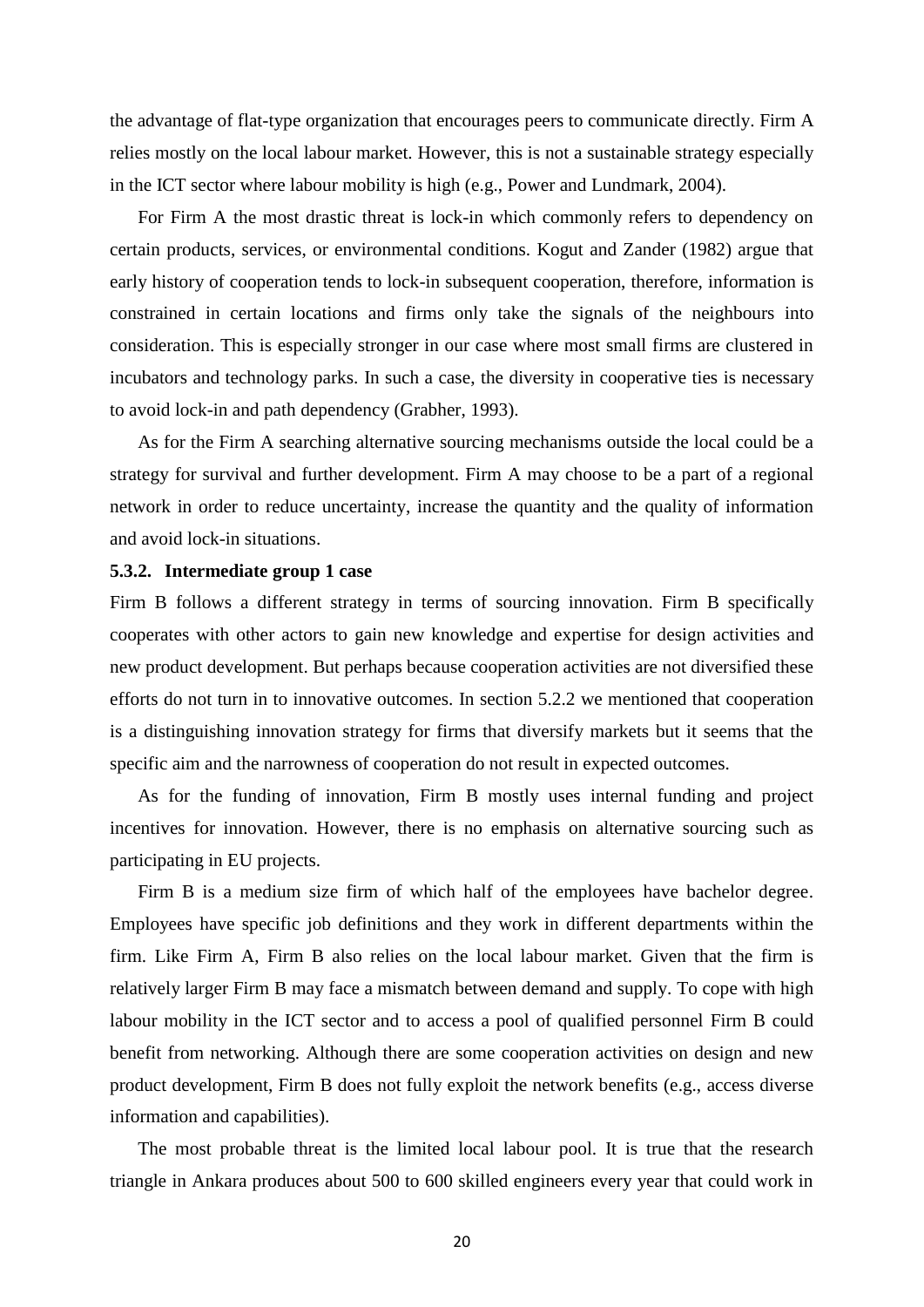the advantage of flat-type organization that encourages peers to communicate directly. Firm A relies mostly on the local labour market. However, this is not a sustainable strategy especially in the ICT sector where labour mobility is high (e.g., Power and Lundmark, 2004).

For Firm A the most drastic threat is lock-in which commonly refers to dependency on certain products, services, or environmental conditions. Kogut and Zander (1982) argue that early history of cooperation tends to lock-in subsequent cooperation, therefore, information is constrained in certain locations and firms only take the signals of the neighbours into consideration. This is especially stronger in our case where most small firms are clustered in incubators and technology parks. In such a case, the diversity in cooperative ties is necessary to avoid lock-in and path dependency (Grabher, 1993).

As for the Firm A searching alternative sourcing mechanisms outside the local could be a strategy for survival and further development. Firm A may choose to be a part of a regional network in order to reduce uncertainty, increase the quantity and the quality of information and avoid lock-in situations.

### 5.3.2. Intermediate group 1 case

Firm B follows a different strategy in terms of sourcing innovation. Firm B specifically cooperates with other actors to gain new knowledge and expertise for design activities and new product development. But perhaps because cooperation activities are not diversified these efforts do not turn in to innovative outcomes. In section 5.2.2 we mentioned that cooperation is a distinguishing innovation strategy for firms that diversify markets but it seems that the specific aim and the narrowness of cooperation do not result in expected outcomes.

As for the funding of innovation, Firm B mostly uses internal funding and project incentives for innovation. However, there is no emphasis on alternative sourcing such as participating in EU projects.

Firm B is a medium size firm of which half of the employees have bachelor degree. Employees have specific job definitions and they work in different departments within the firm. Like Firm A, Firm B also relies on the local labour market. Given that the firm is relatively larger Firm B may face a mismatch between demand and supply. To cope with high labour mobility in the ICT sector and to access a pool of qualified personnel Firm B could benefit from networking. Although there are some cooperation activities on design and new product development, Firm B does not fully exploit the network benefits (e.g., access diverse information and capabilities).

The most probable threat is the limited local labour pool. It is true that the research triangle in Ankara produces about 500 to 600 skilled engineers every year that could work in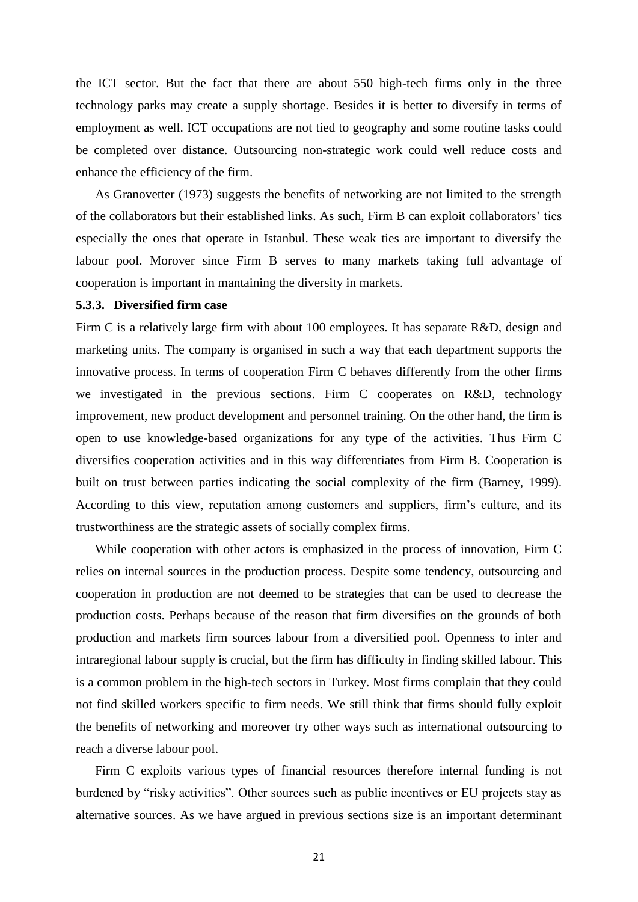the ICT sector. But the fact that there are about 550 high-tech firms only in the three technology parks may create a supply shortage. Besides it is better to diversify in terms of employment as well. ICT occupations are not tied to geography and some routine tasks could be completed over distance. Outsourcing non-strategic work could well reduce costs and enhance the efficiency of the firm.

As Granovetter (1973) suggests the benefits of networking are not limited to the strength of the collaborators but their established links. As such, Firm B can exploit collaborators' ties especially the ones that operate in Istanbul. These weak ties are important to diversify the labour pool. Morover since Firm B serves to many markets taking full advantage of cooperation is important in mantaining the diversity in markets.

### 5.3.3. Diversified firm case

Firm C is a relatively large firm with about 100 employees. It has separate R&D, design and marketing units. The company is organised in such a way that each department supports the innovative process. In terms of cooperation Firm C behaves differently from the other firms we investigated in the previous sections. Firm C cooperates on R&D, technology improvement, new product development and personnel training. On the other hand, the firm is open to use knowledge-based organizations for any type of the activities. Thus Firm C diversifies cooperation activities and in this way differentiates from Firm B. Cooperation is built on trust between parties indicating the social complexity of the firm (Barney, 1999). According to this view, reputation among customers and suppliers, firm's culture, and its trustworthiness are the strategic assets of socially complex firms.

While cooperation with other actors is emphasized in the process of innovation, Firm C relies on internal sources in the production process. Despite some tendency, outsourcing and cooperation in production are not deemed to be strategies that can be used to decrease the production costs. Perhaps because of the reason that firm diversifies on the grounds of both production and markets firm sources labour from a diversified pool. Openness to inter and intraregional labour supply is crucial, but the firm has difficulty in finding skilled labour. This is a common problem in the high-tech sectors in Turkey. Most firms complain that they could not find skilled workers specific to firm needs. We still think that firms should fully exploit the benefits of networking and moreover try other ways such as international outsourcing to reach a diverse labour pool.

Firm C exploits various types of financial resources therefore internal funding is not burdened by "risky activities". Other sources such as public incentives or EU projects stay as alternative sources. As we have argued in previous sections size is an important determinant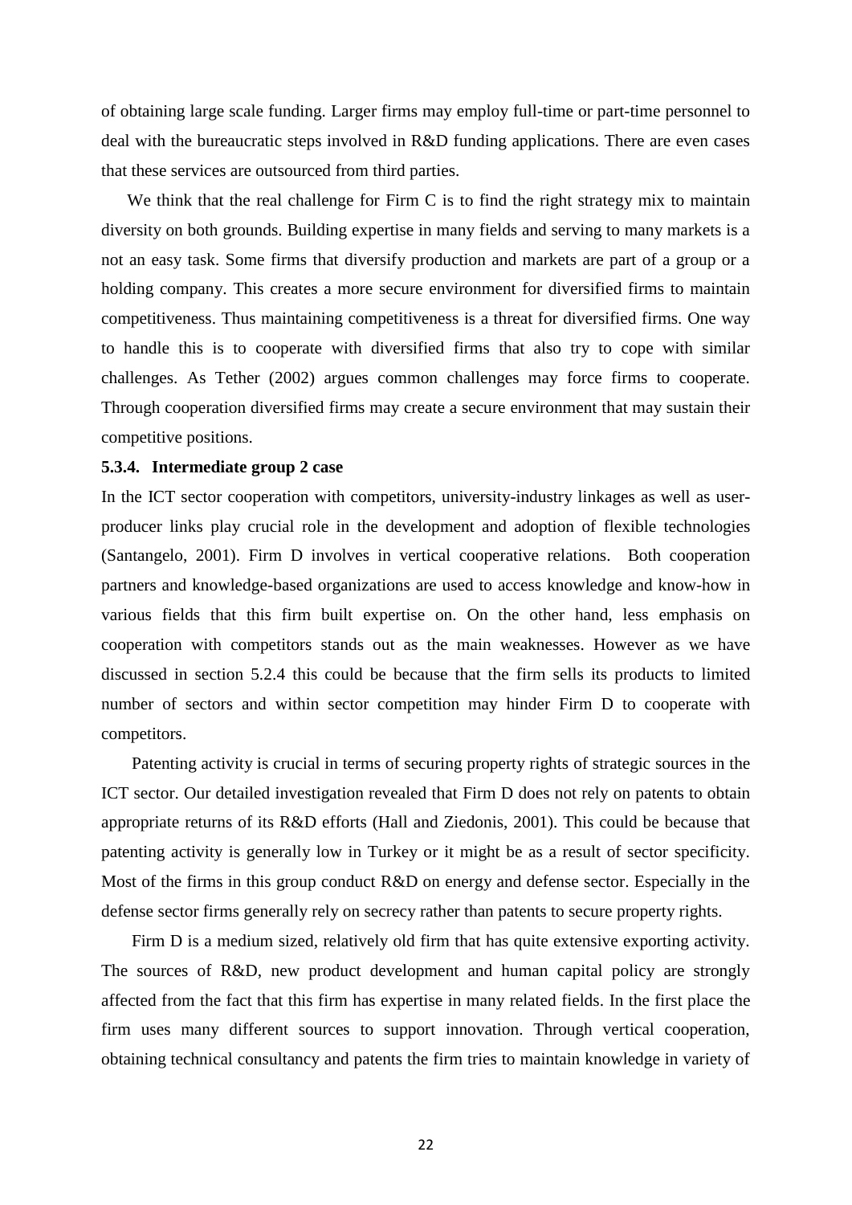of obtaining large scale funding. Larger firms may employ full-time or part-time personnel to deal with the bureaucratic steps involved in R&D funding applications. There are even cases that these services are outsourced from third parties.

We think that the real challenge for Firm C is to find the right strategy mix to maintain diversity on both grounds. Building expertise in many fields and serving to many markets is a not an easy task. Some firms that diversify production and markets are part of a group or a holding company. This creates a more secure environment for diversified firms to maintain competitiveness. Thus maintaining competitiveness is a threat for diversified firms. One way to handle this is to cooperate with diversified firms that also try to cope with similar challenges. As Tether (2002) argues common challenges may force firms to cooperate. Through cooperation diversified firms may create a secure environment that may sustain their competitive positions.

### 5.3.4. Intermediate group 2 case

In the ICT sector cooperation with competitors, university-industry linkages as well as user-producer links play crucial role in the development and adoption of flexible technologies (Santangelo, 2001). Firm D involves in vertical cooperative relations. Both cooperation partners and knowledge-based organizations are used to access knowledge and know-how in various fields that this firm built expertise on. On the other hand, less emphasis on cooperation with competitors stands out as the main weaknesses. However as we have discussed in section 5.2.4 this could be because that the firm sells its products to limited number of sectors and within sector competition may hinder Firm D to cooperate with competitors.

Patenting activity is crucial in terms of securing property rights of strategic sources in the ICT sector. Our detailed investigation revealed that Firm D does not rely on patents to obtain appropriate returns of its R&D efforts (Hall and Ziedonis, 2001). This could be because that patenting activity is generally low in Turkey or it might be as a result of sector specificity. Most of the firms in this group conduct R&D on energy and defense sector. Especially in the defense sector firms generally rely on secrecy rather than patents to secure property rights.

Firm D is a medium sized, relatively old firm that has quite extensive exporting activity. The sources of R&D, new product development and human capital policy are strongly affected from the fact that this firm has expertise in many related fields. In the first place the firm uses many different sources to support innovation. Through vertical cooperation, obtaining technical consultancy and patents the firm tries to maintain knowledge in variety of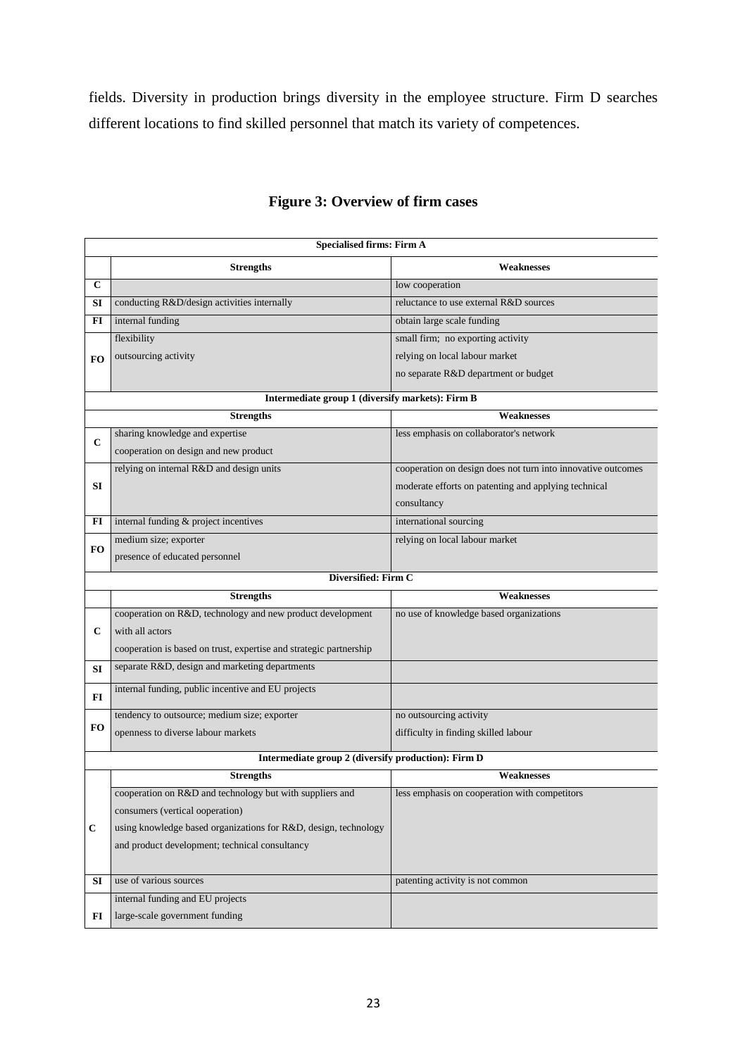fields. Diversity in production brings diversity in the employee structure. Firm D searches different locations to find skilled personnel that match its variety of competences.

**Figure 3: Overview of firm cases**

| | **Specialised firms: Firm A** | |
|---|---|---|
| | **Strengths** | **Weaknesses** |
| **C** | | low cooperation |
| **SI** | conducting R&D/design activities internally | reluctance to use external R&D sources |
| **FI** | internal funding | obtain large scale funding |
| **FO** | flexibility<br>outsourcing activity | small firm; no exporting activity<br>relying on local labour market<br>no separate R&D department or budget |
| | **Intermediate group 1 (diversify markets): Firm B** | |
| | **Strengths** | **Weaknesses** |
| **C** | sharing knowledge and expertise<br>cooperation on design and new product | less emphasis on collaborator's network |
| **SI** | relying on internal R&D and design units | cooperation on design does not turn into innovative outcomes<br>moderate efforts on patenting and applying technical consultancy |
| **FI** | internal funding & project incentives | international sourcing |
| **FO** | medium size; exporter<br>presence of educated personnel | relying on local labour market |
| | **Diversified: Firm C** | |
| | **Strengths** | **Weaknesses** |
| **C** | cooperation on R&D, technology and new product development with all actors<br>cooperation is based on trust, expertise and strategic partnership | no use of knowledge based organizations |
| **SI** | separate R&D, design and marketing departments | |
| **FI** | internal funding, public incentive and EU projects | |
| **FO** | tendency to outsource; medium size; exporter<br>openness to diverse labour markets | no outsourcing activity<br>difficulty in finding skilled labour |
| | **Intermediate group 2 (diversify production): Firm D** | |
| | **Strengths** | **Weaknesses** |
| **C** | cooperation on R&D and technology but with suppliers and consumers (vertical ooperation)<br>using knowledge based organizations for R&D, design, technology and product development; technical consultancy | less emphasis on cooperation with competitors |
| **SI** | use of various sources | patenting activity is not common |
| **FI** | internal funding and EU projects<br>large-scale government funding | |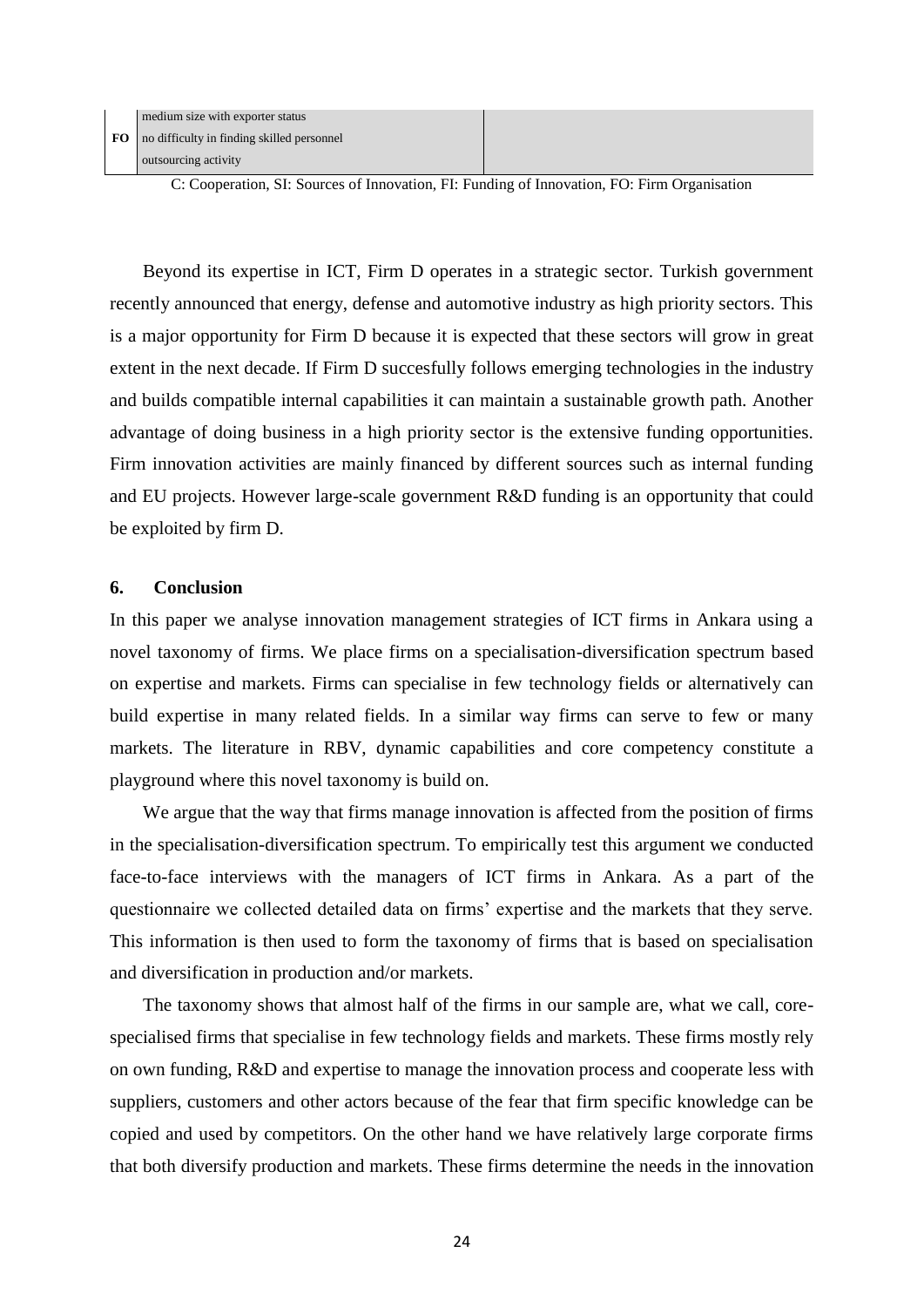| | | |
|---|---|---|
| | medium size with exporter status | |
| **FO** | no difficulty in finding skilled personnel | |
| | outsourcing activity | |

C: Cooperation, SI: Sources of Innovation, FI: Funding of Innovation, FO: Firm Organisation

Beyond its expertise in ICT, Firm D operates in a strategic sector. Turkish government recently announced that energy, defense and automotive industry as high priority sectors. This is a major opportunity for Firm D because it is expected that these sectors will grow in great extent in the next decade. If Firm D succesfully follows emerging technologies in the industry and builds compatible internal capabilities it can maintain a sustainable growth path. Another advantage of doing business in a high priority sector is the extensive funding opportunities. Firm innovation activities are mainly financed by different sources such as internal funding and EU projects. However large-scale government R&D funding is an opportunity that could be exploited by firm D.

## 6. Conclusion

In this paper we analyse innovation management strategies of ICT firms in Ankara using a novel taxonomy of firms. We place firms on a specialisation-diversification spectrum based on expertise and markets. Firms can specialise in few technology fields or alternatively can build expertise in many related fields. In a similar way firms can serve to few or many markets. The literature in RBV, dynamic capabilities and core competency constitute a playground where this novel taxonomy is build on.

We argue that the way that firms manage innovation is affected from the position of firms in the specialisation-diversification spectrum. To empirically test this argument we conducted face-to-face interviews with the managers of ICT firms in Ankara. As a part of the questionnaire we collected detailed data on firms' expertise and the markets that they serve. This information is then used to form the taxonomy of firms that is based on specialisation and diversification in production and/or markets.

The taxonomy shows that almost half of the firms in our sample are, what we call, core-specialised firms that specialise in few technology fields and markets. These firms mostly rely on own funding, R&D and expertise to manage the innovation process and cooperate less with suppliers, customers and other actors because of the fear that firm specific knowledge can be copied and used by competitors. On the other hand we have relatively large corporate firms that both diversify production and markets. These firms determine the needs in the innovation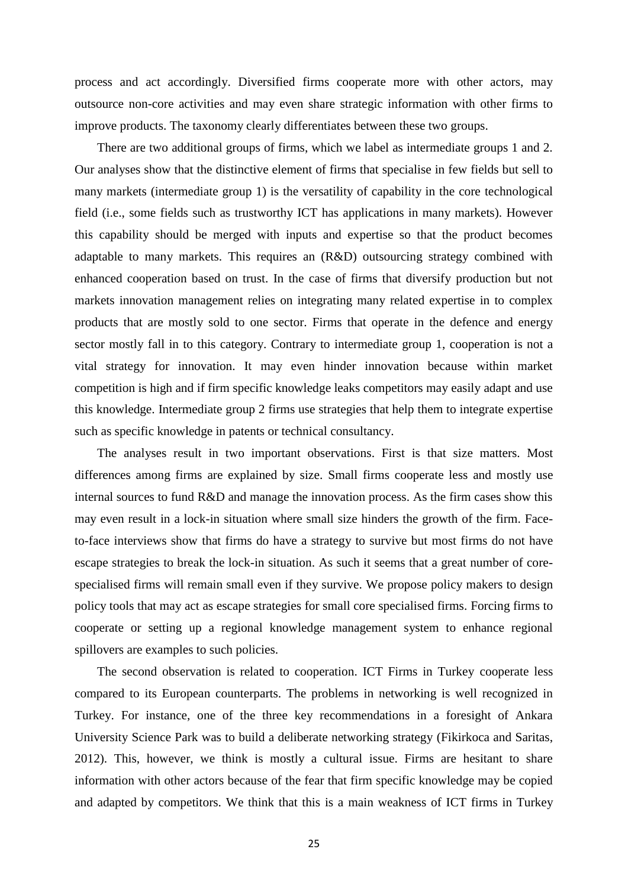process and act accordingly. Diversified firms cooperate more with other actors, may outsource non-core activities and may even share strategic information with other firms to improve products. The taxonomy clearly differentiates between these two groups.

There are two additional groups of firms, which we label as intermediate groups 1 and 2. Our analyses show that the distinctive element of firms that specialise in few fields but sell to many markets (intermediate group 1) is the versatility of capability in the core technological field (i.e., some fields such as trustworthy ICT has applications in many markets). However this capability should be merged with inputs and expertise so that the product becomes adaptable to many markets. This requires an (R&D) outsourcing strategy combined with enhanced cooperation based on trust. In the case of firms that diversify production but not markets innovation management relies on integrating many related expertise in to complex products that are mostly sold to one sector. Firms that operate in the defence and energy sector mostly fall in to this category. Contrary to intermediate group 1, cooperation is not a vital strategy for innovation. It may even hinder innovation because within market competition is high and if firm specific knowledge leaks competitors may easily adapt and use this knowledge. Intermediate group 2 firms use strategies that help them to integrate expertise such as specific knowledge in patents or technical consultancy.

The analyses result in two important observations. First is that size matters. Most differences among firms are explained by size. Small firms cooperate less and mostly use internal sources to fund R&D and manage the innovation process. As the firm cases show this may even result in a lock-in situation where small size hinders the growth of the firm. Face-to-face interviews show that firms do have a strategy to survive but most firms do not have escape strategies to break the lock-in situation. As such it seems that a great number of core-specialised firms will remain small even if they survive. We propose policy makers to design policy tools that may act as escape strategies for small core specialised firms. Forcing firms to cooperate or setting up a regional knowledge management system to enhance regional spillovers are examples to such policies.

The second observation is related to cooperation. ICT Firms in Turkey cooperate less compared to its European counterparts. The problems in networking is well recognized in Turkey. For instance, one of the three key recommendations in a foresight of Ankara University Science Park was to build a deliberate networking strategy (Fikirkoca and Saritas, 2012). This, however, we think is mostly a cultural issue. Firms are hesitant to share information with other actors because of the fear that firm specific knowledge may be copied and adapted by competitors. We think that this is a main weakness of ICT firms in Turkey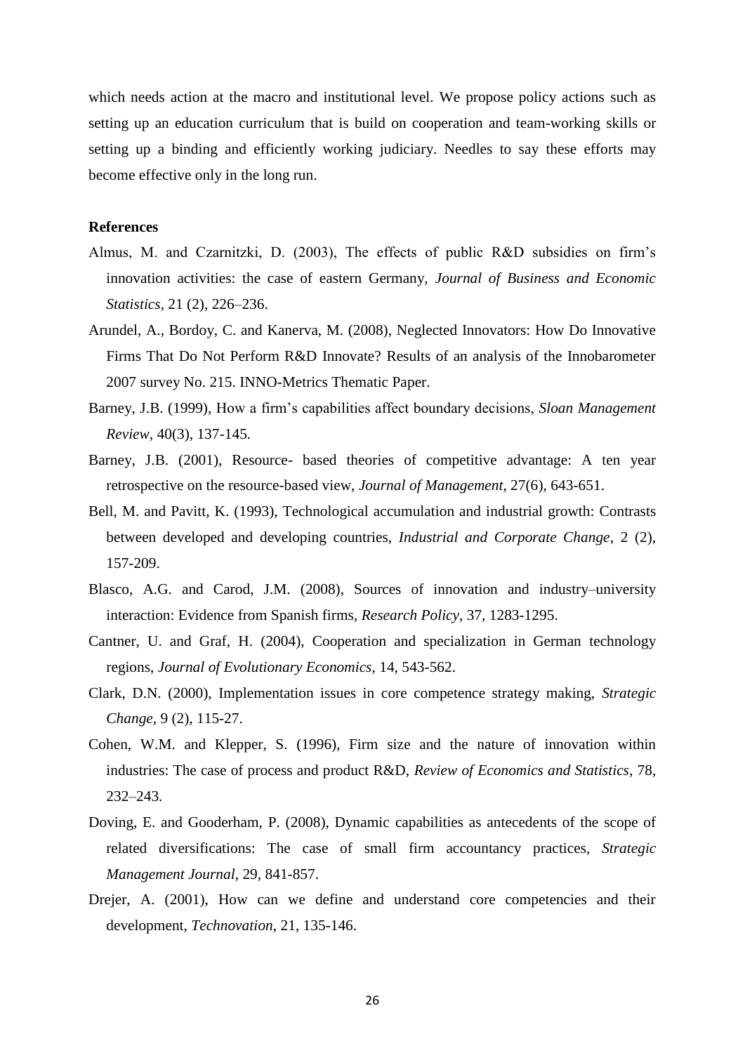which needs action at the macro and institutional level. We propose policy actions such as setting up an education curriculum that is build on cooperation and team-working skills or setting up a binding and efficiently working judiciary. Needles to say these efforts may become effective only in the long run.

**References**

Almus, M. and Czarnitzki, D. (2003), The effects of public R&D subsidies on firm's innovation activities: the case of eastern Germany, *Journal of Business and Economic Statistics,* 21 (2), 226–236.

Arundel, A., Bordoy, C. and Kanerva, M. (2008), Neglected Innovators: How Do Innovative Firms That Do Not Perform R&D Innovate? Results of an analysis of the Innobarometer 2007 survey No. 215. INNO-Metrics Thematic Paper.

Barney, J.B. (1999), How a firm's capabilities affect boundary decisions, *Sloan Management Review*, 40(3), 137-145.

Barney, J.B. (2001), Resource- based theories of competitive advantage: A ten year retrospective on the resource-based view, *Journal of Management*, 27(6), 643-651.

Bell, M. and Pavitt, K. (1993), Technological accumulation and industrial growth: Contrasts between developed and developing countries, *Industrial and Corporate Change*, 2 (2), 157-209.

Blasco, A.G. and Carod, J.M. (2008), Sources of innovation and industry–university interaction: Evidence from Spanish firms, *Research Policy*, 37, 1283-1295.

Cantner, U. and Graf, H. (2004), Cooperation and specialization in German technology regions, *Journal of Evolutionary Economics*, 14, 543-562.

Clark, D.N. (2000), Implementation issues in core competence strategy making, *Strategic Change*, 9 (2), 115-27.

Cohen, W.M. and Klepper, S. (1996), Firm size and the nature of innovation within industries: The case of process and product R&D, *Review of Economics and Statistics*, 78, 232–243.

Doving, E. and Gooderham, P. (2008), Dynamic capabilities as antecedents of the scope of related diversifications: The case of small firm accountancy practices, *Strategic Management Journal*, 29, 841-857.

Drejer, A. (2001), How can we define and understand core competencies and their development, *Technovation*, 21, 135-146.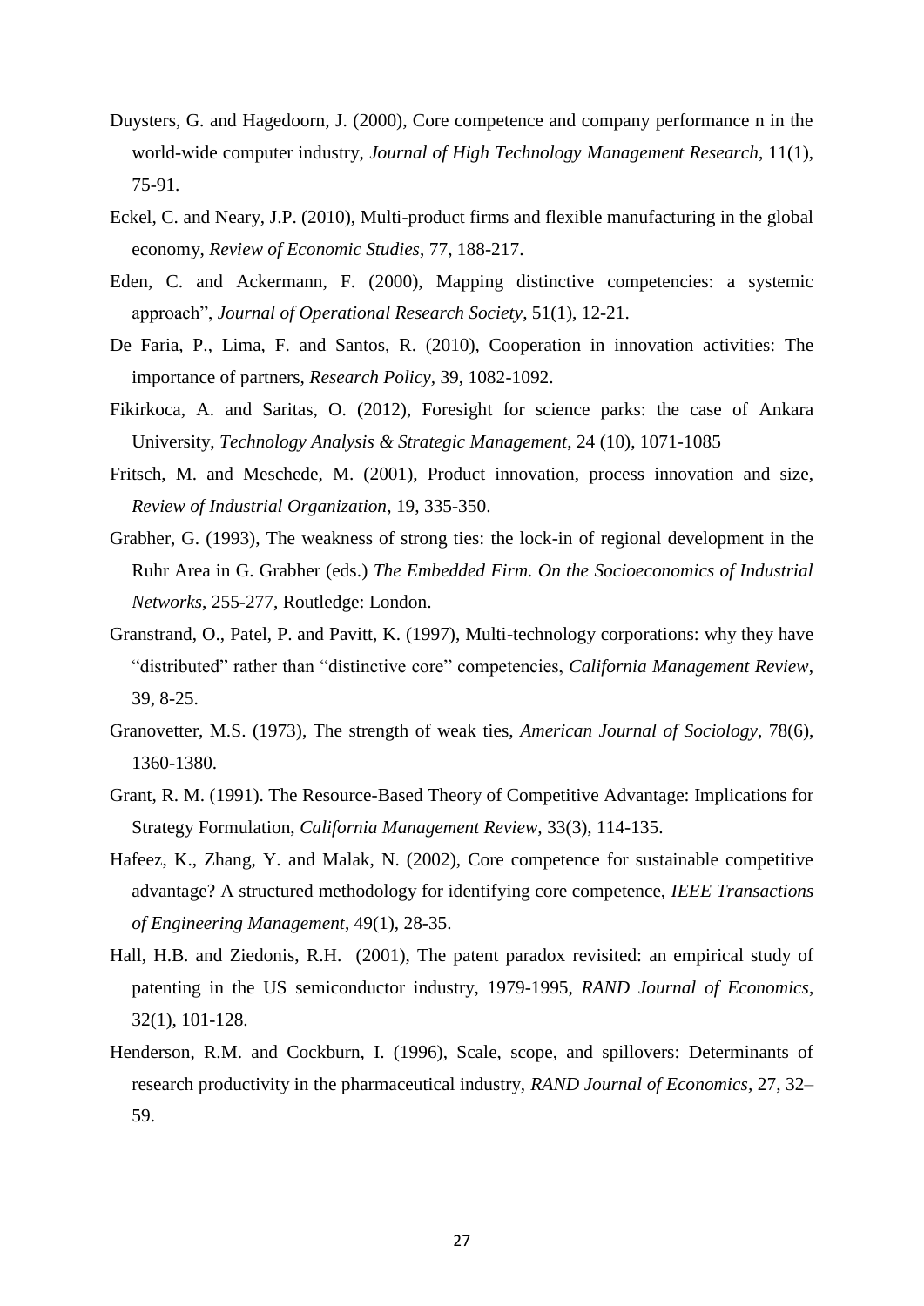Duysters, G. and Hagedoorn, J. (2000), Core competence and company performance n in the world-wide computer industry, *Journal of High Technology Management Research*, 11(1), 75-91.

Eckel, C. and Neary, J.P. (2010), Multi-product firms and flexible manufacturing in the global economy, *Review of Economic Studies*, 77, 188-217.

Eden, C. and Ackermann, F. (2000), Mapping distinctive competencies: a systemic approach", *Journal of Operational Research Society*, 51(1), 12-21.

De Faria, P., Lima, F. and Santos, R. (2010), Cooperation in innovation activities: The importance of partners, *Research Policy,* 39, 1082-1092.

Fikirkoca, A. and Saritas, O. (2012), Foresight for science parks: the case of Ankara University, *Technology Analysis & Strategic Management*, 24 (10), 1071-1085

Fritsch, M. and Meschede, M. (2001), Product innovation, process innovation and size, *Review of Industrial Organization*, 19, 335-350.

Grabher, G. (1993), The weakness of strong ties: the lock-in of regional development in the Ruhr Area in G. Grabher (eds.) *The Embedded Firm. On the Socioeconomics of Industrial Networks*, 255-277, Routledge: London.

Granstrand, O., Patel, P. and Pavitt, K. (1997), Multi-technology corporations: why they have "distributed" rather than "distinctive core" competencies, *California Management Review*, 39, 8-25.

Granovetter, M.S. (1973), The strength of weak ties, *American Journal of Sociology*, 78(6), 1360-1380.

Grant, R. M. (1991). The Resource-Based Theory of Competitive Advantage: Implications for Strategy Formulation, *California Management Review*, 33(3), 114-135.

Hafeez, K., Zhang, Y. and Malak, N. (2002), Core competence for sustainable competitive advantage? A structured methodology for identifying core competence, *IEEE Transactions of Engineering Management*, 49(1), 28-35.

Hall, H.B. and Ziedonis, R.H. (2001), The patent paradox revisited: an empirical study of patenting in the US semiconductor industry, 1979-1995, *RAND Journal of Economics*, 32(1), 101-128.

Henderson, R.M. and Cockburn, I. (1996), Scale, scope, and spillovers: Determinants of research productivity in the pharmaceutical industry, *RAND Journal of Economics,* 27, 32–59.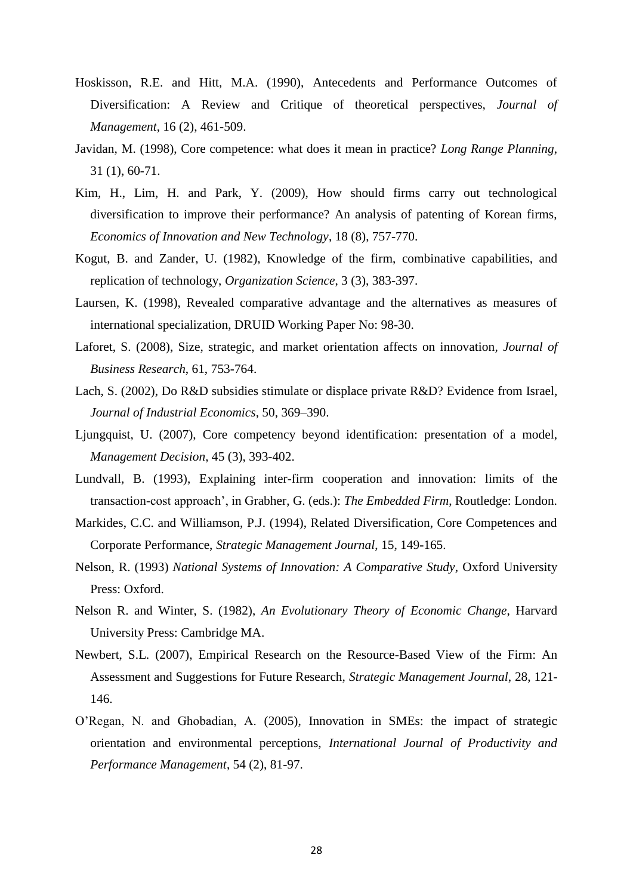Hoskisson, R.E. and Hitt, M.A. (1990), Antecedents and Performance Outcomes of Diversification: A Review and Critique of theoretical perspectives, *Journal of Management*, 16 (2), 461-509.

Javidan, M. (1998), Core competence: what does it mean in practice? *Long Range Planning*, 31 (1), 60-71.

Kim, H., Lim, H. and Park, Y. (2009), How should firms carry out technological diversification to improve their performance? An analysis of patenting of Korean firms, *Economics of Innovation and New Technology*, 18 (8), 757-770.

Kogut, B. and Zander, U. (1982), Knowledge of the firm, combinative capabilities, and replication of technology, *Organization Science*, 3 (3), 383-397.

Laursen, K. (1998), Revealed comparative advantage and the alternatives as measures of international specialization, DRUID Working Paper No: 98-30.

Laforet, S. (2008), Size, strategic, and market orientation affects on innovation, *Journal of Business Research*, 61, 753-764.

Lach, S. (2002), Do R&D subsidies stimulate or displace private R&D? Evidence from Israel, *Journal of Industrial Economics*, 50, 369–390.

Ljungquist, U. (2007), Core competency beyond identification: presentation of a model, *Management Decision*, 45 (3), 393-402.

Lundvall, B. (1993), Explaining inter-firm cooperation and innovation: limits of the transaction-cost approach', in Grabher, G. (eds.): *The Embedded Firm*, Routledge: London.

Markides, C.C. and Williamson, P.J. (1994), Related Diversification, Core Competences and Corporate Performance, *Strategic Management Journal*, 15, 149-165.

Nelson, R. (1993) *National Systems of Innovation: A Comparative Study*, Oxford University Press: Oxford.

Nelson R. and Winter, S. (1982), *An Evolutionary Theory of Economic Change*, Harvard University Press: Cambridge MA.

Newbert, S.L. (2007), Empirical Research on the Resource-Based View of the Firm: An Assessment and Suggestions for Future Research, *Strategic Management Journal*, 28, 121-146.

O'Regan, N. and Ghobadian, A. (2005), Innovation in SMEs: the impact of strategic orientation and environmental perceptions, *International Journal of Productivity and Performance Management*, 54 (2), 81-97.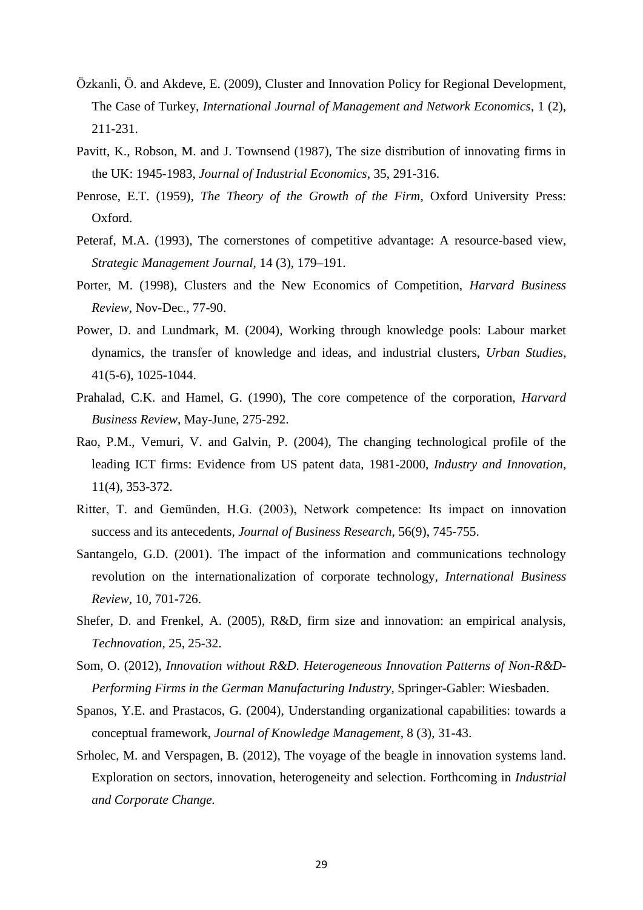Özkanli, Ö. and Akdeve, E. (2009), Cluster and Innovation Policy for Regional Development, The Case of Turkey, *International Journal of Management and Network Economics*, 1 (2), 211-231.

Pavitt, K., Robson, M. and J. Townsend (1987), The size distribution of innovating firms in the UK: 1945-1983, *Journal of Industrial Economics*, 35, 291-316.

Penrose, E.T. (1959), *The Theory of the Growth of the Firm*, Oxford University Press: Oxford.

Peteraf, M.A. (1993), The cornerstones of competitive advantage: A resource-based view, *Strategic Management Journal*, 14 (3), 179–191.

Porter, M. (1998), Clusters and the New Economics of Competition, *Harvard Business Review*, Nov-Dec., 77-90.

Power, D. and Lundmark, M. (2004), Working through knowledge pools: Labour market dynamics, the transfer of knowledge and ideas, and industrial clusters, *Urban Studies*, 41(5-6), 1025-1044.

Prahalad, C.K. and Hamel, G. (1990), The core competence of the corporation, *Harvard Business Review*, May-June, 275-292.

Rao, P.M., Vemuri, V. and Galvin, P. (2004), The changing technological profile of the leading ICT firms: Evidence from US patent data, 1981-2000, *Industry and Innovation*, 11(4), 353-372.

Ritter, T. and Gemünden, H.G. (2003), Network competence: Its impact on innovation success and its antecedents, *Journal of Business Research*, 56(9), 745-755.

Santangelo, G.D. (2001). The impact of the information and communications technology revolution on the internationalization of corporate technology, *International Business Review*, 10, 701-726.

Shefer, D. and Frenkel, A. (2005), R&D, firm size and innovation: an empirical analysis, *Technovation*, 25, 25-32.

Som, O. (2012), *Innovation without R&D. Heterogeneous Innovation Patterns of Non-R&D-Performing Firms in the German Manufacturing Industry*, Springer-Gabler: Wiesbaden.

Spanos, Y.E. and Prastacos, G. (2004), Understanding organizational capabilities: towards a conceptual framework, *Journal of Knowledge Management*, 8 (3), 31-43.

Srholec, M. and Verspagen, B. (2012), The voyage of the beagle in innovation systems land. Exploration on sectors, innovation, heterogeneity and selection. Forthcoming in *Industrial and Corporate Change.*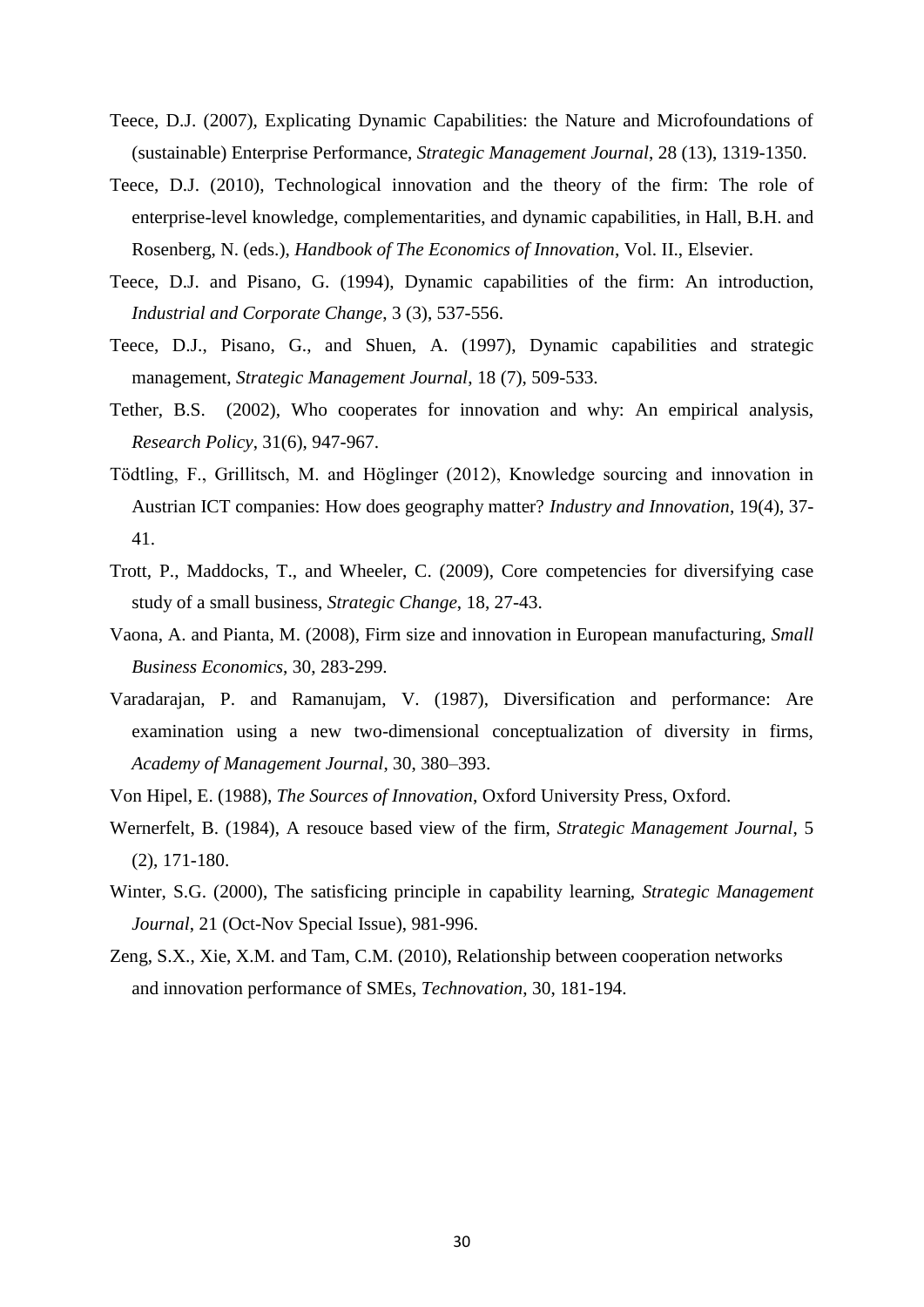Teece, D.J. (2007), Explicating Dynamic Capabilities: the Nature and Microfoundations of (sustainable) Enterprise Performance, *Strategic Management Journal*, 28 (13), 1319-1350.

Teece, D.J. (2010), Technological innovation and the theory of the firm: The role of enterprise-level knowledge, complementarities, and dynamic capabilities, in Hall, B.H. and Rosenberg, N. (eds.), *Handbook of The Economics of Innovation*, Vol. II., Elsevier.

Teece, D.J. and Pisano, G. (1994), Dynamic capabilities of the firm: An introduction, *Industrial and Corporate Change*, 3 (3), 537-556.

Teece, D.J., Pisano, G., and Shuen, A. (1997), Dynamic capabilities and strategic management, *Strategic Management Journal*, 18 (7), 509-533.

Tether, B.S. (2002), Who cooperates for innovation and why: An empirical analysis, *Research Policy*, 31(6), 947-967.

Tödtling, F., Grillitsch, M. and Höglinger (2012), Knowledge sourcing and innovation in Austrian ICT companies: How does geography matter? *Industry and Innovation*, 19(4), 37-41.

Trott, P., Maddocks, T., and Wheeler, C. (2009), Core competencies for diversifying case study of a small business, *Strategic Change*, 18, 27-43.

Vaona, A. and Pianta, M. (2008), Firm size and innovation in European manufacturing, *Small Business Economics*, 30, 283-299.

Varadarajan, P. and Ramanujam, V. (1987), Diversification and performance: Are examination using a new two-dimensional conceptualization of diversity in firms, *Academy of Management Journal*, 30, 380–393.

Von Hipel, E. (1988), *The Sources of Innovation*, Oxford University Press, Oxford.

Wernerfelt, B. (1984), A resouce based view of the firm, *Strategic Management Journal*, 5 (2), 171-180.

Winter, S.G. (2000), The satisficing principle in capability learning, *Strategic Management Journal*, 21 (Oct-Nov Special Issue), 981-996.

Zeng, S.X., Xie, X.M. and Tam, C.M. (2010), Relationship between cooperation networks and innovation performance of SMEs, *Technovation*, 30, 181-194.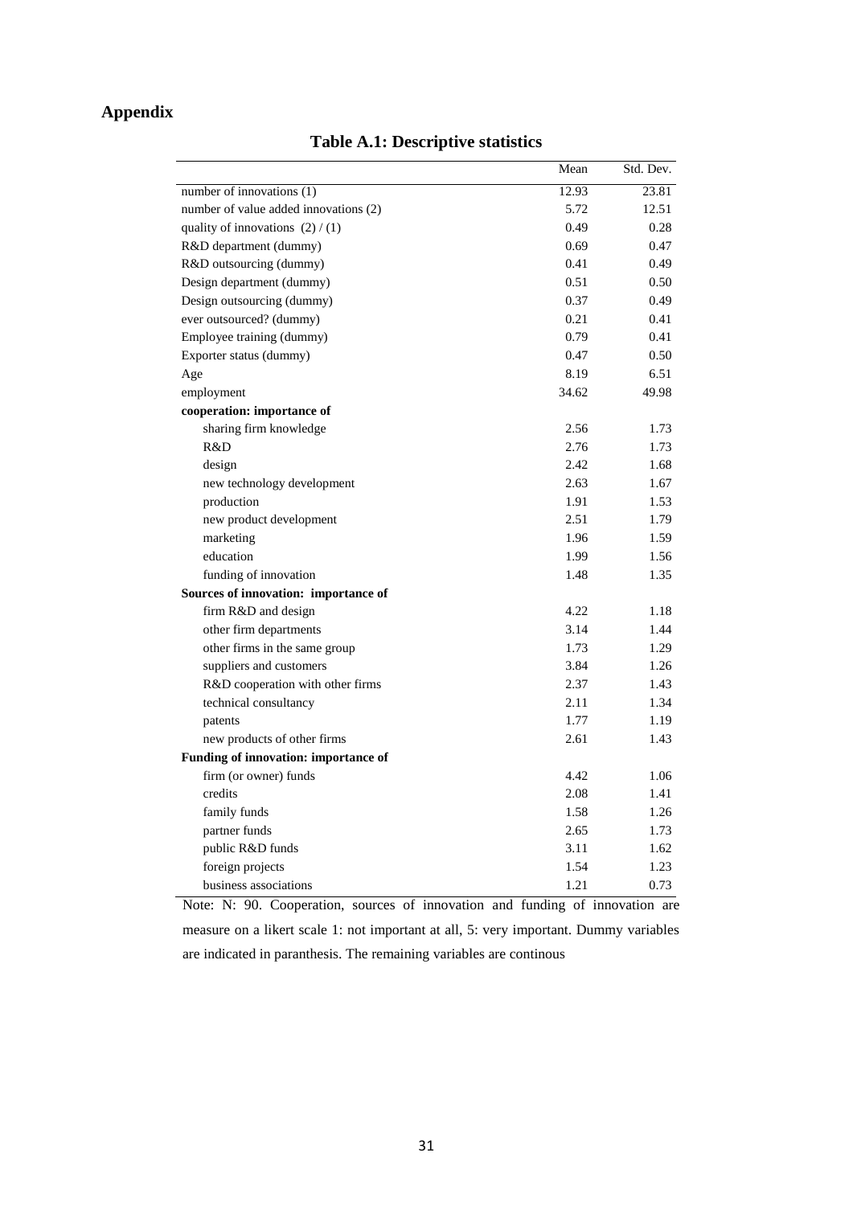# Appendix

**Table A.1: Descriptive statistics**

| | Mean | Std. Dev. |
|---|---|---|
| number of innovations (1) | 12.93 | 23.81 |
| number of value added innovations (2) | 5.72 | 12.51 |
| quality of innovations (2) / (1) | 0.49 | 0.28 |
| R&D department (dummy) | 0.69 | 0.47 |
| R&D outsourcing (dummy) | 0.41 | 0.49 |
| Design department (dummy) | 0.51 | 0.50 |
| Design outsourcing (dummy) | 0.37 | 0.49 |
| ever outsourced? (dummy) | 0.21 | 0.41 |
| Employee training (dummy) | 0.79 | 0.41 |
| Exporter status (dummy) | 0.47 | 0.50 |
| Age | 8.19 | 6.51 |
| employment | 34.62 | 49.98 |
| **cooperation: importance of** | | |
| sharing firm knowledge | 2.56 | 1.73 |
| R&D | 2.76 | 1.73 |
| design | 2.42 | 1.68 |
| new technology development | 2.63 | 1.67 |
| production | 1.91 | 1.53 |
| new product development | 2.51 | 1.79 |
| marketing | 1.96 | 1.59 |
| education | 1.99 | 1.56 |
| funding of innovation | 1.48 | 1.35 |
| **Sources of innovation: importance of** | | |
| firm R&D and design | 4.22 | 1.18 |
| other firm departments | 3.14 | 1.44 |
| other firms in the same group | 1.73 | 1.29 |
| suppliers and customers | 3.84 | 1.26 |
| R&D cooperation with other firms | 2.37 | 1.43 |
| technical consultancy | 2.11 | 1.34 |
| patents | 1.77 | 1.19 |
| new products of other firms | 2.61 | 1.43 |
| **Funding of innovation: importance of** | | |
| firm (or owner) funds | 4.42 | 1.06 |
| credits | 2.08 | 1.41 |
| family funds | 1.58 | 1.26 |
| partner funds | 2.65 | 1.73 |
| public R&D funds | 3.11 | 1.62 |
| foreign projects | 1.54 | 1.23 |
| business associations | 1.21 | 0.73 |

Note: N: 90. Cooperation, sources of innovation and funding of innovation are measure on a likert scale 1: not important at all, 5: very important. Dummy variables are indicated in paranthesis. The remaining variables are continous